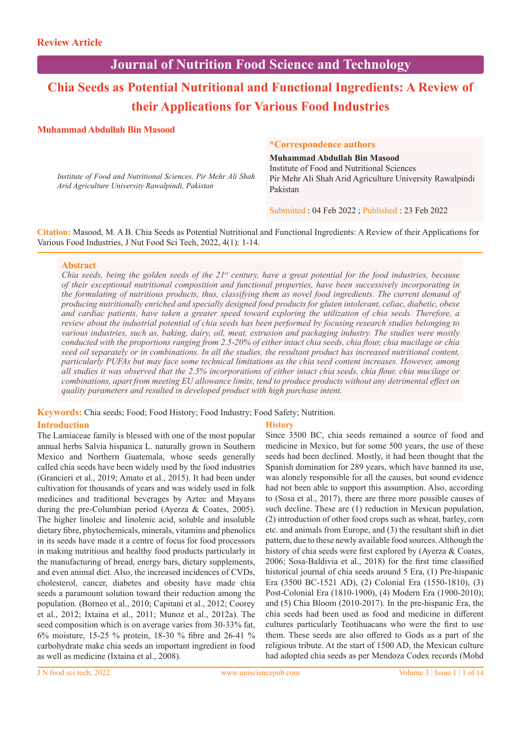**Review Article**

# Journal of Nutrition Food Science and Technology

## Chia Seeds as Potential Nutritional and Functional Ingredients: A Review of their Applications for Various Food Industries

**Muhammad Abdullah Bin Masood**

*Institute of Food and Nutritional Sciences, Pir Mehr Ali Shah Arid Agriculture University Rawalpindi, Pakistan*

**\*Correspondence authors**

**Muhammad Abdullah Bin Masood**
Institute of Food and Nutritional Sciences
Pir Mehr Ali Shah Arid Agriculture University Rawalpindi
Pakistan

Submitted : 04 Feb 2022 ; Published : 23 Feb 2022

**Citation:** Masood, M. A B. Chia Seeds as Potential Nutritional and Functional Ingredients: A Review of their Applications for Various Food Industries, J Nut Food Sci Tech, 2022, 4(1): 1-14.

### Abstract

*Chia seeds, being the golden seeds of the 21st century, have a great potential for the food industries, because of their exceptional nutritional composition and functional properties, have been successively incorporating in the formulating of nutritious products, thus, classifying them as novel food ingredients. The current demand of producing nutritionally enriched and specially designed food products for gluten intolerant, celiac, diabetic, obese and cardiac patients, have taken a greater speed toward exploring the utilization of chia seeds. Therefore, a review about the industrial potential of chia seeds has been performed by focusing research studies belonging to various industries, such as, baking, dairy, oil, meat, extrusion and packaging industry. The studies were mostly conducted with the proportions ranging from 2.5-20% of either intact chia seeds, chia flour, chia mucilage or chia seed oil separately or in combinations. In all the studies, the resultant product has increased nutritional content, particularly PUFAs but may face some technical limitations as the chia seed content increases. However, among all studies it was observed that the 2.5% incorporations of either intact chia seeds, chia flour, chia mucilage or combinations, apart from meeting EU allowance limits, tend to produce products without any detrimental effect on quality parameters and resulted in developed product with high purchase intent.*

**Keywords:** Chia seeds; Food; Food History; Food Industry; Food Safety; Nutrition.

### Introduction

The Lamiaceae family is blessed with one of the most popular annual herbs Salvia hispanica L. naturally grown in Southern Mexico and Northern Guatemala, whose seeds generally called chia seeds have been widely used by the food industries (Grancieri et al., 2019; Amato et al., 2015). It had been under cultivation for thousands of years and was widely used in folk medicines and traditional beverages by Aztec and Mayans during the pre-Columbian period (Ayerza & Coates, 2005). The higher linoleic and linolenic acid, soluble and insoluble dietary fibre, phytochemicals, minerals, vitamins and phenolics in its seeds have made it a centre of focus for food processors in making nutritious and healthy food products particularly in the manufacturing of bread, energy bars, dietary supplements, and even animal diet. Also, the increased incidences of CVDs, cholesterol, cancer, diabetes and obesity have made chia seeds a paramount solution toward their reduction among the population. (Borneo et al., 2010; Capitani et al., 2012; Coorey et al., 2012; Ixtaina et al., 2011; Munoz et al., 2012a). The seed composition which is on average varies from 30-33% fat, 6% moisture, 15-25 % protein, 18-30 % fibre and 26-41 % carbohydrate make chia seeds an important ingredient in food as well as medicine (Ixtaina et al., 2008).

### History

Since 3500 BC, chia seeds remained a source of food and medicine in Mexico, but for some 500 years, the use of these seeds had been declined. Mostly, it had been thought that the Spanish domination for 289 years, which have banned its use, was alonely responsible for all the causes, but sound evidence had not been able to support this assumption. Also, according to (Sosa et al., 2017), there are three more possible causes of such decline. These are (1) reduction in Mexican population, (2) introduction of other food crops such as wheat, barley, corn etc. and animals from Europe, and (3) the resultant shift in diet pattern, due to these newly available food sources. Although the history of chia seeds were first explored by (Ayerza & Coates, 2006; Sosa-Baldivia et al., 2018) for the first time classified historical journal of chia seeds around 5 Era, (1) Pre-hispanic Era (3500 BC-1521 AD), (2) Colonial Era (1550-1810), (3) Post-Colonial Era (1810-1900), (4) Modern Era (1900-2010); and (5) Chia Bloom (2010-2017). In the pre-hispanic Era, the chia seeds had been used as food and medicine in different cultures particularly Teotihuacans who were the first to use them. These seeds are also offered to Gods as a part of the religious tribute. At the start of 1500 AD, the Mexican culture had adopted chia seeds as per Mendoza Codex records (Mohd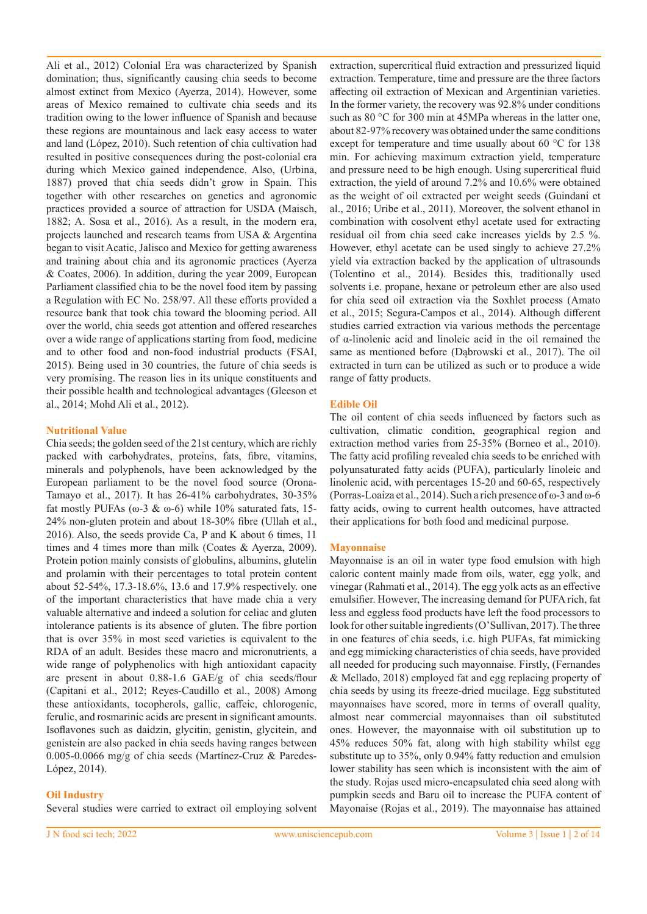Ali et al., 2012) Colonial Era was characterized by Spanish domination; thus, significantly causing chia seeds to become almost extinct from Mexico (Ayerza, 2014). However, some areas of Mexico remained to cultivate chia seeds and its tradition owing to the lower influence of Spanish and because these regions are mountainous and lack easy access to water and land (López, 2010). Such retention of chia cultivation had resulted in positive consequences during the post-colonial era during which Mexico gained independence. Also, (Urbina, 1887) proved that chia seeds didn't grow in Spain. This together with other researches on genetics and agronomic practices provided a source of attraction for USDA (Maisch, 1882; A. Sosa et al., 2016). As a result, in the modern era, projects launched and research teams from USA & Argentina began to visit Acatic, Jalisco and Mexico for getting awareness and training about chia and its agronomic practices (Ayerza & Coates, 2006). In addition, during the year 2009, European Parliament classified chia to be the novel food item by passing a Regulation with EC No. 258/97. All these efforts provided a resource bank that took chia toward the blooming period. All over the world, chia seeds got attention and offered researches over a wide range of applications starting from food, medicine and to other food and non-food industrial products (FSAI, 2015). Being used in 30 countries, the future of chia seeds is very promising. The reason lies in its unique constituents and their possible health and technological advantages (Gleeson et al., 2014; Mohd Ali et al., 2012).

## Nutritional Value

Chia seeds; the golden seed of the 21st century, which are richly packed with carbohydrates, proteins, fats, fibre, vitamins, minerals and polyphenols, have been acknowledged by the European parliament to be the novel food source (Orona-Tamayo et al., 2017). It has 26-41% carbohydrates, 30-35% fat mostly PUFAs (ω-3 & ω-6) while 10% saturated fats, 15-24% non-gluten protein and about 18-30% fibre (Ullah et al., 2016). Also, the seeds provide Ca, P and K about 6 times, 11 times and 4 times more than milk (Coates & Ayerza, 2009). Protein potion mainly consists of globulins, albumins, glutelin and prolamin with their percentages to total protein content about 52-54%, 17.3-18.6%, 13.6 and 17.9% respectively. one of the important characteristics that have made chia a very valuable alternative and indeed a solution for celiac and gluten intolerance patients is its absence of gluten. The fibre portion that is over 35% in most seed varieties is equivalent to the RDA of an adult. Besides these macro and micronutrients, a wide range of polyphenolics with high antioxidant capacity are present in about 0.88-1.6 GAE/g of chia seeds/flour (Capitani et al., 2012; Reyes-Caudillo et al., 2008) Among these antioxidants, tocopherols, gallic, caffeic, chlorogenic, ferulic, and rosmarinic acids are present in significant amounts. Isoflavones such as daidzin, glycitin, genistin, glycitein, and genistein are also packed in chia seeds having ranges between 0.005-0.0066 mg/g of chia seeds (Martínez-Cruz & Paredes-López, 2014).

## Oil Industry

Several studies were carried to extract oil employing solvent extraction, supercritical fluid extraction and pressurized liquid extraction. Temperature, time and pressure are the three factors affecting oil extraction of Mexican and Argentinian varieties. In the former variety, the recovery was 92.8% under conditions such as 80 °C for 300 min at 45MPa whereas in the latter one, about 82-97% recovery was obtained under the same conditions except for temperature and time usually about 60 °C for 138 min. For achieving maximum extraction yield, temperature and pressure need to be high enough. Using supercritical fluid extraction, the yield of around 7.2% and 10.6% were obtained as the weight of oil extracted per weight seeds (Guindani et al., 2016; Uribe et al., 2011). Moreover, the solvent ethanol in combination with cosolvent ethyl acetate used for extracting residual oil from chia seed cake increases yields by 2.5 %. However, ethyl acetate can be used singly to achieve 27.2% yield via extraction backed by the application of ultrasounds (Tolentino et al., 2014). Besides this, traditionally used solvents i.e. propane, hexane or petroleum ether are also used for chia seed oil extraction via the Soxhlet process (Amato et al., 2015; Segura-Campos et al., 2014). Although different studies carried extraction via various methods the percentage of α-linolenic acid and linoleic acid in the oil remained the same as mentioned before (Dąbrowski et al., 2017). The oil extracted in turn can be utilized as such or to produce a wide range of fatty products.

## Edible Oil

The oil content of chia seeds influenced by factors such as cultivation, climatic condition, geographical region and extraction method varies from 25-35% (Borneo et al., 2010). The fatty acid profiling revealed chia seeds to be enriched with polyunsaturated fatty acids (PUFA), particularly linoleic and linolenic acid, with percentages 15-20 and 60-65, respectively (Porras-Loaiza et al., 2014). Such a rich presence of ω-3 and ω-6 fatty acids, owing to current health outcomes, have attracted their applications for both food and medicinal purpose.

## Mayonnaise

Mayonnaise is an oil in water type food emulsion with high caloric content mainly made from oils, water, egg yolk, and vinegar (Rahmati et al., 2014). The egg yolk acts as an effective emulsifier. However, The increasing demand for PUFA rich, fat less and eggless food products have left the food processors to look for other suitable ingredients (O'Sullivan, 2017). The three in one features of chia seeds, i.e. high PUFAs, fat mimicking and egg mimicking characteristics of chia seeds, have provided all needed for producing such mayonnaise. Firstly, (Fernandes & Mellado, 2018) employed fat and egg replacing property of chia seeds by using its freeze-dried mucilage. Egg substituted mayonnaises have scored, more in terms of overall quality, almost near commercial mayonnaises than oil substituted ones. However, the mayonnaise with oil substitution up to 45% reduces 50% fat, along with high stability whilst egg substitute up to 35%, only 0.94% fatty reduction and emulsion lower stability has seen which is inconsistent with the aim of the study. Rojas used micro-encapsulated chia seed along with pumpkin seeds and Baru oil to increase the PUFA content of Mayonaise (Rojas et al., 2019). The mayonnaise has attained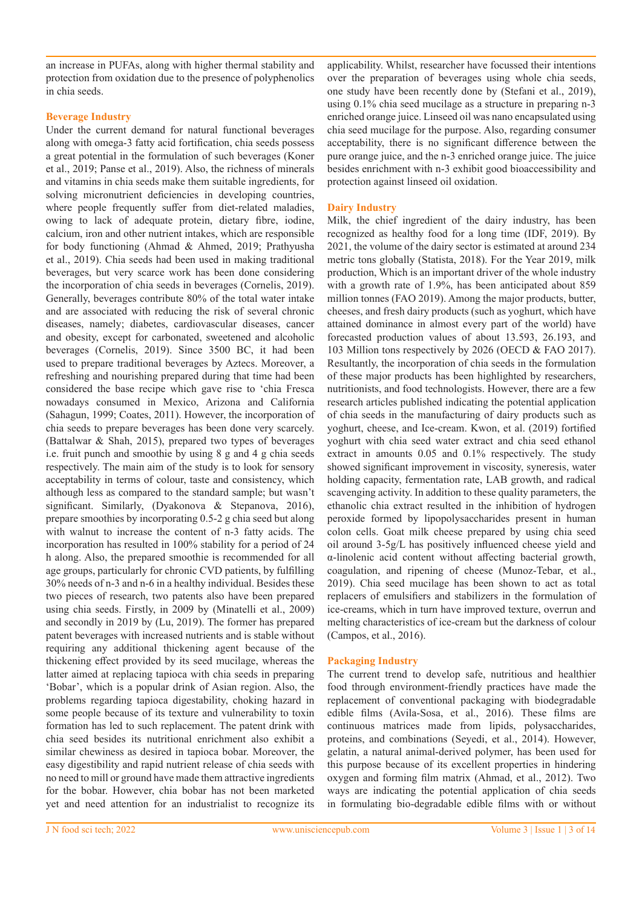an increase in PUFAs, along with higher thermal stability and protection from oxidation due to the presence of polyphenolics in chia seeds.

## Beverage Industry

Under the current demand for natural functional beverages along with omega-3 fatty acid fortification, chia seeds possess a great potential in the formulation of such beverages (Koner et al., 2019; Panse et al., 2019). Also, the richness of minerals and vitamins in chia seeds make them suitable ingredients, for solving micronutrient deficiencies in developing countries, where people frequently suffer from diet-related maladies, owing to lack of adequate protein, dietary fibre, iodine, calcium, iron and other nutrient intakes, which are responsible for body functioning (Ahmad & Ahmed, 2019; Prathyusha et al., 2019). Chia seeds had been used in making traditional beverages, but very scarce work has been done considering the incorporation of chia seeds in beverages (Cornelis, 2019). Generally, beverages contribute 80% of the total water intake and are associated with reducing the risk of several chronic diseases, namely; diabetes, cardiovascular diseases, cancer and obesity, except for carbonated, sweetened and alcoholic beverages (Cornelis, 2019). Since 3500 BC, it had been used to prepare traditional beverages by Aztecs. Moreover, a refreshing and nourishing prepared during that time had been considered the base recipe which gave rise to 'chia Fresca nowadays consumed in Mexico, Arizona and California (Sahagun, 1999; Coates, 2011). However, the incorporation of chia seeds to prepare beverages has been done very scarcely. (Battalwar & Shah, 2015), prepared two types of beverages i.e. fruit punch and smoothie by using 8 g and 4 g chia seeds respectively. The main aim of the study is to look for sensory acceptability in terms of colour, taste and consistency, which although less as compared to the standard sample; but wasn't significant. Similarly, (Dyakonova & Stepanova, 2016), prepare smoothies by incorporating 0.5-2 g chia seed but along with walnut to increase the content of n-3 fatty acids. The incorporation has resulted in 100% stability for a period of 24 h along. Also, the prepared smoothie is recommended for all age groups, particularly for chronic CVD patients, by fulfilling 30% needs of n-3 and n-6 in a healthy individual. Besides these two pieces of research, two patents also have been prepared using chia seeds. Firstly, in 2009 by (Minatelli et al., 2009) and secondly in 2019 by (Lu, 2019). The former has prepared patent beverages with increased nutrients and is stable without requiring any additional thickening agent because of the thickening effect provided by its seed mucilage, whereas the latter aimed at replacing tapioca with chia seeds in preparing 'Bobar', which is a popular drink of Asian region. Also, the problems regarding tapioca digestability, choking hazard in some people because of its texture and vulnerability to toxin formation has led to such replacement. The patent drink with chia seed besides its nutritional enrichment also exhibit a similar chewiness as desired in tapioca bobar. Moreover, the easy digestibility and rapid nutrient release of chia seeds with no need to mill or ground have made them attractive ingredients for the bobar. However, chia bobar has not been marketed yet and need attention for an industrialist to recognize its applicability. Whilst, researcher have focussed their intentions over the preparation of beverages using whole chia seeds, one study have been recently done by (Stefani et al., 2019), using 0.1% chia seed mucilage as a structure in preparing n-3 enriched orange juice. Linseed oil was nano encapsulated using chia seed mucilage for the purpose. Also, regarding consumer acceptability, there is no significant difference between the pure orange juice, and the n-3 enriched orange juice. The juice besides enrichment with n-3 exhibit good bioaccessibility and protection against linseed oil oxidation.

## Dairy Industry

Milk, the chief ingredient of the dairy industry, has been recognized as healthy food for a long time (IDF, 2019). By 2021, the volume of the dairy sector is estimated at around 234 metric tons globally (Statista, 2018). For the Year 2019, milk production, Which is an important driver of the whole industry with a growth rate of 1.9%, has been anticipated about 859 million tonnes (FAO 2019). Among the major products, butter, cheeses, and fresh dairy products (such as yoghurt, which have attained dominance in almost every part of the world) have forecasted production values of about 13.593, 26.193, and 103 Million tons respectively by 2026 (OECD & FAO 2017). Resultantly, the incorporation of chia seeds in the formulation of these major products has been highlighted by researchers, nutritionists, and food technologists. However, there are a few research articles published indicating the potential application of chia seeds in the manufacturing of dairy products such as yoghurt, cheese, and Ice-cream. Kwon, et al. (2019) fortified yoghurt with chia seed water extract and chia seed ethanol extract in amounts 0.05 and 0.1% respectively. The study showed significant improvement in viscosity, syneresis, water holding capacity, fermentation rate, LAB growth, and radical scavenging activity. In addition to these quality parameters, the ethanolic chia extract resulted in the inhibition of hydrogen peroxide formed by lipopolysaccharides present in human colon cells. Goat milk cheese prepared by using chia seed oil around 3-5g/L has positively influenced cheese yield and α-linolenic acid content without affecting bacterial growth, coagulation, and ripening of cheese (Munoz-Tebar, et al., 2019). Chia seed mucilage has been shown to act as total replacers of emulsifiers and stabilizers in the formulation of ice-creams, which in turn have improved texture, overrun and melting characteristics of ice-cream but the darkness of colour (Campos, et al., 2016).

## Packaging Industry

The current trend to develop safe, nutritious and healthier food through environment-friendly practices have made the replacement of conventional packaging with biodegradable edible films (Avila-Sosa, et al., 2016). These films are continuous matrices made from lipids, polysaccharides, proteins, and combinations (Seyedi, et al., 2014). However, gelatin, a natural animal-derived polymer, has been used for this purpose because of its excellent properties in hindering oxygen and forming film matrix (Ahmad, et al., 2012). Two ways are indicating the potential application of chia seeds in formulating bio-degradable edible films with or without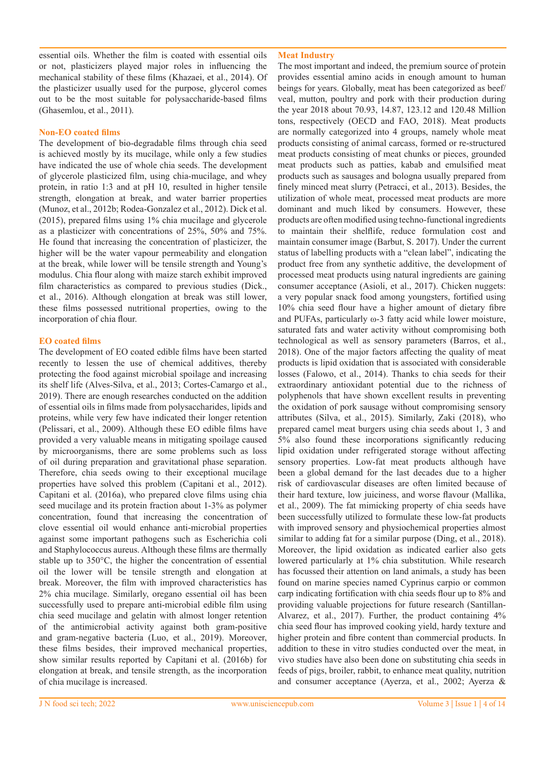essential oils. Whether the film is coated with essential oils or not, plasticizers played major roles in influencing the mechanical stability of these films (Khazaei, et al., 2014). Of the plasticizer usually used for the purpose, glycerol comes out to be the most suitable for polysaccharide-based films (Ghasemlou, et al., 2011).

### Non-EO coated films

The development of bio-degradable films through chia seed is achieved mostly by its mucilage, while only a few studies have indicated the use of whole chia seeds. The development of glycerole plasticized film, using chia-mucilage, and whey protein, in ratio 1:3 and at pH 10, resulted in higher tensile strength, elongation at break, and water barrier properties (Munoz, et al., 2012b; Rodea-Gonzalez et al., 2012). Dick et al. (2015), prepared films using 1% chia mucilage and glycerole as a plasticizer with concentrations of 25%, 50% and 75%. He found that increasing the concentration of plasticizer, the higher will be the water vapour permeability and elongation at the break, while lower will be tensile strength and Young's modulus. Chia flour along with maize starch exhibit improved film characteristics as compared to previous studies (Dick., et al., 2016). Although elongation at break was still lower, these films possessed nutritional properties, owing to the incorporation of chia flour.

### EO coated films

The development of EO coated edible films have been started recently to lessen the use of chemical additives, thereby protecting the food against microbial spoilage and increasing its shelf life (Alves-Silva, et al., 2013; Cortes-Camargo et al., 2019). There are enough researches conducted on the addition of essential oils in films made from polysaccharides, lipids and proteins, while very few have indicated their longer retention (Pelissari, et al., 2009). Although these EO edible films have provided a very valuable means in mitigating spoilage caused by microorganisms, there are some problems such as loss of oil during preparation and gravitational phase separation. Therefore, chia seeds owing to their exceptional mucilage properties have solved this problem (Capitani et al., 2012). Capitani et al. (2016a), who prepared clove films using chia seed mucilage and its protein fraction about 1-3% as polymer concentration, found that increasing the concentration of clove essential oil would enhance anti-microbial properties against some important pathogens such as Escherichia coli and Staphylococcus aureus. Although these films are thermally stable up to 350°C, the higher the concentration of essential oil the lower will be tensile strength and elongation at break. Moreover, the film with improved characteristics has 2% chia mucilage. Similarly, oregano essential oil has been successfully used to prepare anti-microbial edible film using chia seed mucilage and gelatin with almost longer retention of the antimicrobial activity against both gram-positive and gram-negative bacteria (Luo, et al., 2019). Moreover, these films besides, their improved mechanical properties, show similar results reported by Capitani et al. (2016b) for elongation at break, and tensile strength, as the incorporation of chia mucilage is increased.

### Meat Industry

The most important and indeed, the premium source of protein provides essential amino acids in enough amount to human beings for years. Globally, meat has been categorized as beef/veal, mutton, poultry and pork with their production during the year 2018 about 70.93, 14.87, 123.12 and 120.48 Million tons, respectively (OECD and FAO, 2018). Meat products are normally categorized into 4 groups, namely whole meat products consisting of animal carcass, formed or re-structured meat products consisting of meat chunks or pieces, grounded meat products such as patties, kabab and emulsified meat products such as sausages and bologna usually prepared from finely minced meat slurry (Petracci, et al., 2013). Besides, the utilization of whole meat, processed meat products are more dominant and much liked by consumers. However, these products are often modified using techno-functional ingredients to maintain their shelflife, reduce formulation cost and maintain consumer image (Barbut, S. 2017). Under the current status of labelling products with a "clean label", indicating the product free from any synthetic additive, the development of processed meat products using natural ingredients are gaining consumer acceptance (Asioli, et al., 2017). Chicken nuggets: a very popular snack food among youngsters, fortified using 10% chia seed flour have a higher amount of dietary fibre and PUFAs, particularly ω-3 fatty acid while lower moisture, saturated fats and water activity without compromising both technological as well as sensory parameters (Barros, et al., 2018). One of the major factors affecting the quality of meat products is lipid oxidation that is associated with considerable losses (Falowo, et al., 2014). Thanks to chia seeds for their extraordinary antioxidant potential due to the richness of polyphenols that have shown excellent results in preventing the oxidation of pork sausage without compromising sensory attributes (Silva, et al., 2015). Similarly, Zaki (2018), who prepared camel meat burgers using chia seeds about 1, 3 and 5% also found these incorporations significantly reducing lipid oxidation under refrigerated storage without affecting sensory properties. Low-fat meat products although have been a global demand for the last decades due to a higher risk of cardiovascular diseases are often limited because of their hard texture, low juiciness, and worse flavour (Mallika, et al., 2009). The fat mimicking property of chia seeds have been successfully utilized to formulate these low-fat products with improved sensory and physiochemical properties almost similar to adding fat for a similar purpose (Ding, et al., 2018). Moreover, the lipid oxidation as indicated earlier also gets lowered particularly at 1% chia substitution. While research has focussed their attention on land animals, a study has been found on marine species named Cyprinus carpio or common carp indicating fortification with chia seeds flour up to 8% and providing valuable projections for future research (Santillan-Alvarez, et al., 2017). Further, the product containing 4% chia seed flour has improved cooking yield, hardy texture and higher protein and fibre content than commercial products. In addition to these in vitro studies conducted over the meat, in vivo studies have also been done on substituting chia seeds in feeds of pigs, broiler, rabbit, to enhance meat quality, nutrition and consumer acceptance (Ayerza, et al., 2002; Ayerza &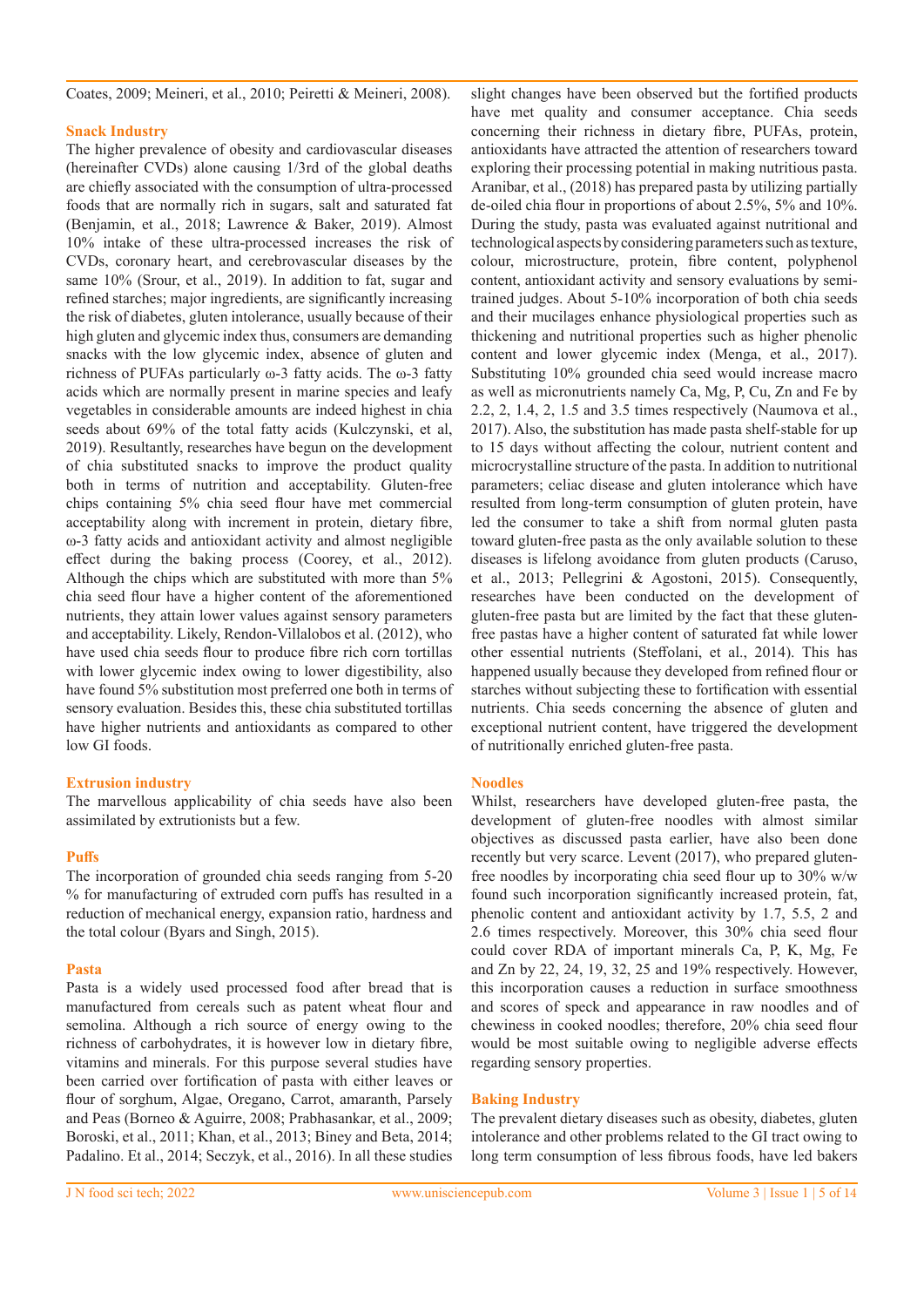Coates, 2009; Meineri, et al., 2010; Peiretti & Meineri, 2008).

### Snack Industry

The higher prevalence of obesity and cardiovascular diseases (hereinafter CVDs) alone causing 1/3rd of the global deaths are chiefly associated with the consumption of ultra-processed foods that are normally rich in sugars, salt and saturated fat (Benjamin, et al., 2018; Lawrence & Baker, 2019). Almost 10% intake of these ultra-processed increases the risk of CVDs, coronary heart, and cerebrovascular diseases by the same 10% (Srour, et al., 2019). In addition to fat, sugar and refined starches; major ingredients, are significantly increasing the risk of diabetes, gluten intolerance, usually because of their high gluten and glycemic index thus, consumers are demanding snacks with the low glycemic index, absence of gluten and richness of PUFAs particularly ω-3 fatty acids. The ω-3 fatty acids which are normally present in marine species and leafy vegetables in considerable amounts are indeed highest in chia seeds about 69% of the total fatty acids (Kulczynski, et al, 2019). Resultantly, researches have begun on the development of chia substituted snacks to improve the product quality both in terms of nutrition and acceptability. Gluten-free chips containing 5% chia seed flour have met commercial acceptability along with increment in protein, dietary fibre, ω-3 fatty acids and antioxidant activity and almost negligible effect during the baking process (Coorey, et al., 2012). Although the chips which are substituted with more than 5% chia seed flour have a higher content of the aforementioned nutrients, they attain lower values against sensory parameters and acceptability. Likely, Rendon-Villalobos et al. (2012), who have used chia seeds flour to produce fibre rich corn tortillas with lower glycemic index owing to lower digestibility, also have found 5% substitution most preferred one both in terms of sensory evaluation. Besides this, these chia substituted tortillas have higher nutrients and antioxidants as compared to other low GI foods.

### Extrusion industry

The marvellous applicability of chia seeds have also been assimilated by extrutionists but a few.

### Puffs

The incorporation of grounded chia seeds ranging from 5-20 % for manufacturing of extruded corn puffs has resulted in a reduction of mechanical energy, expansion ratio, hardness and the total colour (Byars and Singh, 2015).

### Pasta

Pasta is a widely used processed food after bread that is manufactured from cereals such as patent wheat flour and semolina. Although a rich source of energy owing to the richness of carbohydrates, it is however low in dietary fibre, vitamins and minerals. For this purpose several studies have been carried over fortification of pasta with either leaves or flour of sorghum, Algae, Oregano, Carrot, amaranth, Parsely and Peas (Borneo & Aguirre, 2008; Prabhasankar, et al., 2009; Boroski, et al., 2011; Khan, et al., 2013; Biney and Beta, 2014; Padalino. Et al., 2014; Seczyk, et al., 2016). In all these studies slight changes have been observed but the fortified products have met quality and consumer acceptance. Chia seeds concerning their richness in dietary fibre, PUFAs, protein, antioxidants have attracted the attention of researchers toward exploring their processing potential in making nutritious pasta. Aranibar, et al., (2018) has prepared pasta by utilizing partially de-oiled chia flour in proportions of about 2.5%, 5% and 10%. During the study, pasta was evaluated against nutritional and technological aspects by considering parameters such as texture, colour, microstructure, protein, fibre content, polyphenol content, antioxidant activity and sensory evaluations by semi-trained judges. About 5-10% incorporation of both chia seeds and their mucilages enhance physiological properties such as thickening and nutritional properties such as higher phenolic content and lower glycemic index (Menga, et al., 2017). Substituting 10% grounded chia seed would increase macro as well as micronutrients namely Ca, Mg, P, Cu, Zn and Fe by 2.2, 2, 1.4, 2, 1.5 and 3.5 times respectively (Naumova et al., 2017). Also, the substitution has made pasta shelf-stable for up to 15 days without affecting the colour, nutrient content and microcrystalline structure of the pasta. In addition to nutritional parameters; celiac disease and gluten intolerance which have resulted from long-term consumption of gluten protein, have led the consumer to take a shift from normal gluten pasta toward gluten-free pasta as the only available solution to these diseases is lifelong avoidance from gluten products (Caruso, et al., 2013; Pellegrini & Agostoni, 2015). Consequently, researches have been conducted on the development of gluten-free pasta but are limited by the fact that these gluten-free pastas have a higher content of saturated fat while lower other essential nutrients (Steffolani, et al., 2014). This has happened usually because they developed from refined flour or starches without subjecting these to fortification with essential nutrients. Chia seeds concerning the absence of gluten and exceptional nutrient content, have triggered the development of nutritionally enriched gluten-free pasta.

### Noodles

Whilst, researchers have developed gluten-free pasta, the development of gluten-free noodles with almost similar objectives as discussed pasta earlier, have also been done recently but very scarce. Levent (2017), who prepared gluten-free noodles by incorporating chia seed flour up to 30% w/w found such incorporation significantly increased protein, fat, phenolic content and antioxidant activity by 1.7, 5.5, 2 and 2.6 times respectively. Moreover, this 30% chia seed flour could cover RDA of important minerals Ca, P, K, Mg, Fe and Zn by 22, 24, 19, 32, 25 and 19% respectively. However, this incorporation causes a reduction in surface smoothness and scores of speck and appearance in raw noodles and of chewiness in cooked noodles; therefore, 20% chia seed flour would be most suitable owing to negligible adverse effects regarding sensory properties.

### Baking Industry

The prevalent dietary diseases such as obesity, diabetes, gluten intolerance and other problems related to the GI tract owing to long term consumption of less fibrous foods, have led bakers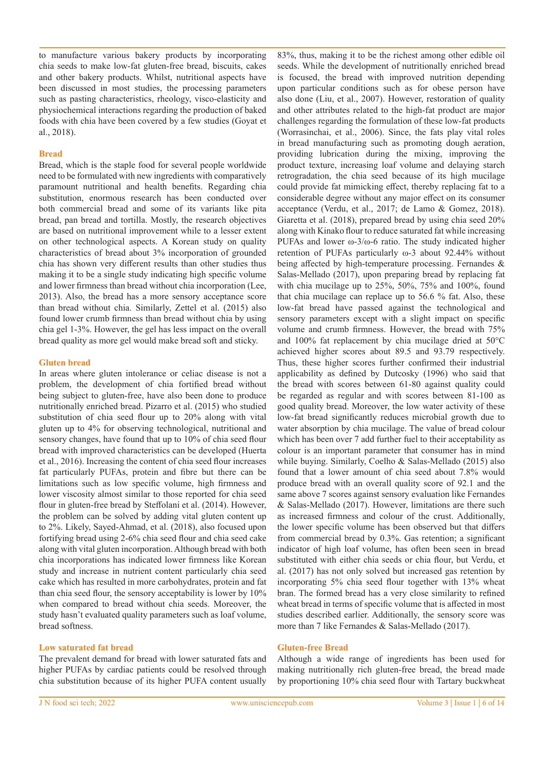to manufacture various bakery products by incorporating chia seeds to make low-fat gluten-free bread, biscuits, cakes and other bakery products. Whilst, nutritional aspects have been discussed in most studies, the processing parameters such as pasting characteristics, rheology, visco-elasticity and physiochemical interactions regarding the production of baked foods with chia have been covered by a few studies (Goyat et al., 2018).

## Bread

Bread, which is the staple food for several people worldwide need to be formulated with new ingredients with comparatively paramount nutritional and health benefits. Regarding chia substitution, enormous research has been conducted over both commercial bread and some of its variants like pita bread, pan bread and tortilla. Mostly, the research objectives are based on nutritional improvement while to a lesser extent on other technological aspects. A Korean study on quality characteristics of bread about 3% incorporation of grounded chia has shown very different results than other studies thus making it to be a single study indicating high specific volume and lower firmness than bread without chia incorporation (Lee, 2013). Also, the bread has a more sensory acceptance score than bread without chia. Similarly, Zettel et al. (2015) also found lower crumb firmness than bread without chia by using chia gel 1-3%. However, the gel has less impact on the overall bread quality as more gel would make bread soft and sticky.

## Gluten bread

In areas where gluten intolerance or celiac disease is not a problem, the development of chia fortified bread without being subject to gluten-free, have also been done to produce nutritionally enriched bread. Pizarro et al. (2015) who studied substitution of chia seed flour up to 20% along with vital gluten up to 4% for observing technological, nutritional and sensory changes, have found that up to 10% of chia seed flour bread with improved characteristics can be developed (Huerta et al., 2016). Increasing the content of chia seed flour increases fat particularly PUFAs, protein and fibre but there can be limitations such as low specific volume, high firmness and lower viscosity almost similar to those reported for chia seed flour in gluten-free bread by Steffolani et al. (2014). However, the problem can be solved by adding vital gluten content up to 2%. Likely, Sayed-Ahmad, et al. (2018), also focused upon fortifying bread using 2-6% chia seed flour and chia seed cake along with vital gluten incorporation. Although bread with both chia incorporations has indicated lower firmness like Korean study and increase in nutrient content particularly chia seed cake which has resulted in more carbohydrates, protein and fat than chia seed flour, the sensory acceptability is lower by 10% when compared to bread without chia seeds. Moreover, the study hasn't evaluated quality parameters such as loaf volume, bread softness.

## Low saturated fat bread

The prevalent demand for bread with lower saturated fats and higher PUFAs by cardiac patients could be resolved through chia substitution because of its higher PUFA content usually 83%, thus, making it to be the richest among other edible oil seeds. While the development of nutritionally enriched bread is focused, the bread with improved nutrition depending upon particular conditions such as for obese person have also done (Liu, et al., 2007). However, restoration of quality and other attributes related to the high-fat product are major challenges regarding the formulation of these low-fat products (Worrasinchai, et al., 2006). Since, the fats play vital roles in bread manufacturing such as promoting dough aeration, providing lubrication during the mixing, improving the product texture, increasing loaf volume and delaying starch retrogradation, the chia seed because of its high mucilage could provide fat mimicking effect, thereby replacing fat to a considerable degree without any major effect on its consumer acceptance (Verdu, et al., 2017; de Lamo & Gomez, 2018). Giaretta et al. (2018), prepared bread by using chia seed 20% along with Kinako flour to reduce saturated fat while increasing PUFAs and lower ω-3/ω-6 ratio. The study indicated higher retention of PUFAs particularly ω-3 about 92.44% without being affected by high-temperature processing. Fernandes & Salas-Mellado (2017), upon preparing bread by replacing fat with chia mucilage up to 25%, 50%, 75% and 100%, found that chia mucilage can replace up to 56.6 % fat. Also, these low-fat bread have passed against the technological and sensory parameters except with a slight impact on specific volume and crumb firmness. However, the bread with 75% and 100% fat replacement by chia mucilage dried at 50°C achieved higher scores about 89.5 and 93.79 respectively. Thus, these higher scores further confirmed their industrial applicability as defined by Dutcosky (1996) who said that the bread with scores between 61-80 against quality could be regarded as regular and with scores between 81-100 as good quality bread. Moreover, the low water activity of these low-fat bread significantly reduces microbial growth due to water absorption by chia mucilage. The value of bread colour which has been over 7 add further fuel to their acceptability as colour is an important parameter that consumer has in mind while buying. Similarly, Coelho & Salas-Mellado (2015) also found that a lower amount of chia seed about 7.8% would produce bread with an overall quality score of 92.1 and the same above 7 scores against sensory evaluation like Fernandes & Salas-Mellado (2017). However, limitations are there such as increased firmness and colour of the crust. Additionally, the lower specific volume has been observed but that differs from commercial bread by 0.3%. Gas retention; a significant indicator of high loaf volume, has often been seen in bread substituted with either chia seeds or chia flour, but Verdu, et al. (2017) has not only solved but increased gas retention by incorporating 5% chia seed flour together with 13% wheat bran. The formed bread has a very close similarity to refined wheat bread in terms of specific volume that is affected in most studies described earlier. Additionally, the sensory score was more than 7 like Fernandes & Salas-Mellado (2017).

## Gluten-free Bread

Although a wide range of ingredients has been used for making nutritionally rich gluten-free bread, the bread made by proportioning 10% chia seed flour with Tartary buckwheat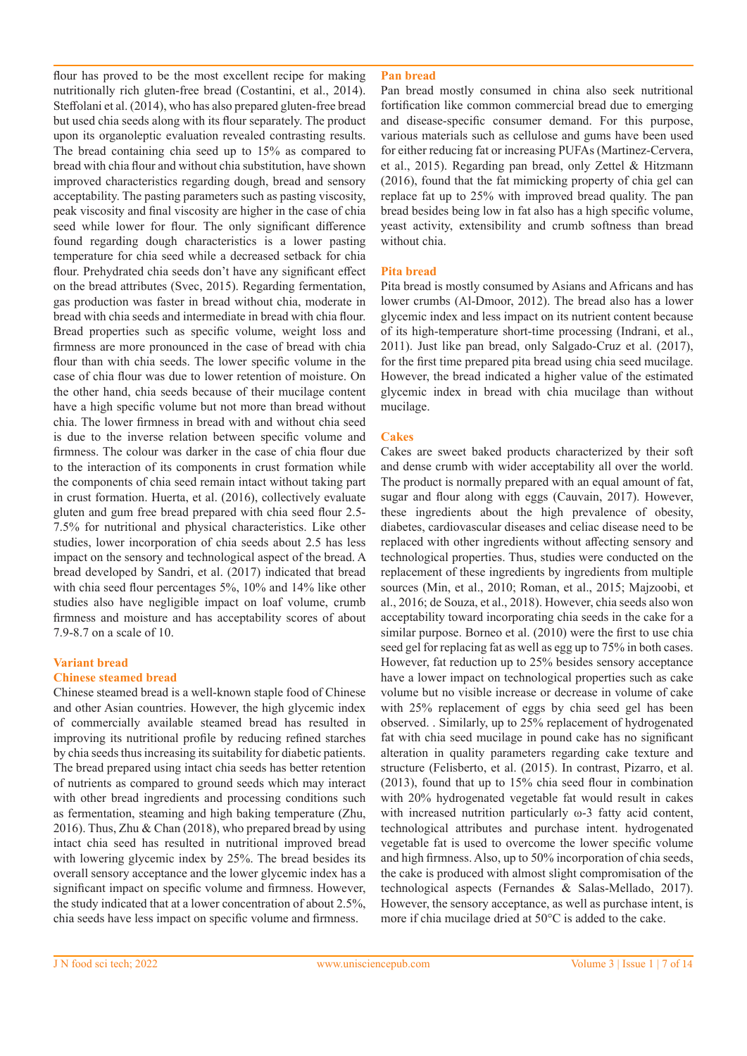flour has proved to be the most excellent recipe for making nutritionally rich gluten-free bread (Costantini, et al., 2014). Steffolani et al. (2014), who has also prepared gluten-free bread but used chia seeds along with its flour separately. The product upon its organoleptic evaluation revealed contrasting results. The bread containing chia seed up to 15% as compared to bread with chia flour and without chia substitution, have shown improved characteristics regarding dough, bread and sensory acceptability. The pasting parameters such as pasting viscosity, peak viscosity and final viscosity are higher in the case of chia seed while lower for flour. The only significant difference found regarding dough characteristics is a lower pasting temperature for chia seed while a decreased setback for chia flour. Prehydrated chia seeds don't have any significant effect on the bread attributes (Svec, 2015). Regarding fermentation, gas production was faster in bread without chia, moderate in bread with chia seeds and intermediate in bread with chia flour. Bread properties such as specific volume, weight loss and firmness are more pronounced in the case of bread with chia flour than with chia seeds. The lower specific volume in the case of chia flour was due to lower retention of moisture. On the other hand, chia seeds because of their mucilage content have a high specific volume but not more than bread without chia. The lower firmness in bread with and without chia seed is due to the inverse relation between specific volume and firmness. The colour was darker in the case of chia flour due to the interaction of its components in crust formation while the components of chia seed remain intact without taking part in crust formation. Huerta, et al. (2016), collectively evaluate gluten and gum free bread prepared with chia seed flour 2.5-7.5% for nutritional and physical characteristics. Like other studies, lower incorporation of chia seeds about 2.5 has less impact on the sensory and technological aspect of the bread. A bread developed by Sandri, et al. (2017) indicated that bread with chia seed flour percentages 5%, 10% and 14% like other studies also have negligible impact on loaf volume, crumb firmness and moisture and has acceptability scores of about 7.9-8.7 on a scale of 10.

## Variant bread

### Chinese steamed bread

Chinese steamed bread is a well-known staple food of Chinese and other Asian countries. However, the high glycemic index of commercially available steamed bread has resulted in improving its nutritional profile by reducing refined starches by chia seeds thus increasing its suitability for diabetic patients. The bread prepared using intact chia seeds has better retention of nutrients as compared to ground seeds which may interact with other bread ingredients and processing conditions such as fermentation, steaming and high baking temperature (Zhu, 2016). Thus, Zhu & Chan (2018), who prepared bread by using intact chia seed has resulted in nutritional improved bread with lowering glycemic index by 25%. The bread besides its overall sensory acceptance and the lower glycemic index has a significant impact on specific volume and firmness. However, the study indicated that at a lower concentration of about 2.5%, chia seeds have less impact on specific volume and firmness.

### Pan bread

Pan bread mostly consumed in china also seek nutritional fortification like common commercial bread due to emerging and disease-specific consumer demand. For this purpose, various materials such as cellulose and gums have been used for either reducing fat or increasing PUFAs (Martinez-Cervera, et al., 2015). Regarding pan bread, only Zettel & Hitzmann (2016), found that the fat mimicking property of chia gel can replace fat up to 25% with improved bread quality. The pan bread besides being low in fat also has a high specific volume, yeast activity, extensibility and crumb softness than bread without chia.

### Pita bread

Pita bread is mostly consumed by Asians and Africans and has lower crumbs (Al-Dmoor, 2012). The bread also has a lower glycemic index and less impact on its nutrient content because of its high-temperature short-time processing (Indrani, et al., 2011). Just like pan bread, only Salgado-Cruz et al. (2017), for the first time prepared pita bread using chia seed mucilage. However, the bread indicated a higher value of the estimated glycemic index in bread with chia mucilage than without mucilage.

### Cakes

Cakes are sweet baked products characterized by their soft and dense crumb with wider acceptability all over the world. The product is normally prepared with an equal amount of fat, sugar and flour along with eggs (Cauvain, 2017). However, these ingredients about the high prevalence of obesity, diabetes, cardiovascular diseases and celiac disease need to be replaced with other ingredients without affecting sensory and technological properties. Thus, studies were conducted on the replacement of these ingredients by ingredients from multiple sources (Min, et al., 2010; Roman, et al., 2015; Majzoobi, et al., 2016; de Souza, et al., 2018). However, chia seeds also won acceptability toward incorporating chia seeds in the cake for a similar purpose. Borneo et al. (2010) were the first to use chia seed gel for replacing fat as well as egg up to 75% in both cases. However, fat reduction up to 25% besides sensory acceptance have a lower impact on technological properties such as cake volume but no visible increase or decrease in volume of cake with 25% replacement of eggs by chia seed gel has been observed. . Similarly, up to 25% replacement of hydrogenated fat with chia seed mucilage in pound cake has no significant alteration in quality parameters regarding cake texture and structure (Felisberto, et al. (2015). In contrast, Pizarro, et al. (2013), found that up to 15% chia seed flour in combination with 20% hydrogenated vegetable fat would result in cakes with increased nutrition particularly ω-3 fatty acid content, technological attributes and purchase intent. hydrogenated vegetable fat is used to overcome the lower specific volume and high firmness. Also, up to 50% incorporation of chia seeds, the cake is produced with almost slight compromisation of the technological aspects (Fernandes & Salas-Mellado, 2017). However, the sensory acceptance, as well as purchase intent, is more if chia mucilage dried at 50°C is added to the cake.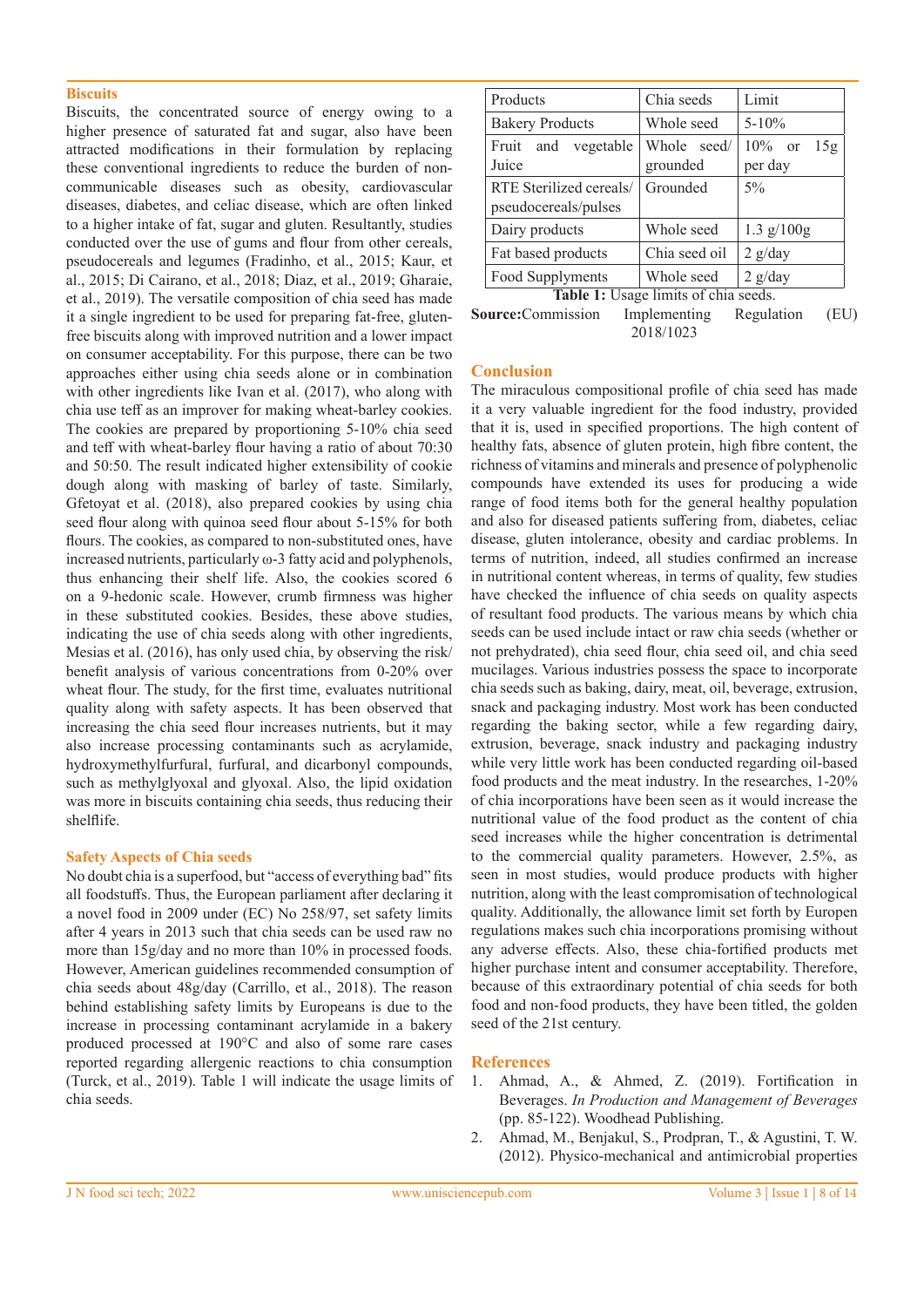### Biscuits

Biscuits, the concentrated source of energy owing to a higher presence of saturated fat and sugar, also have been attracted modifications in their formulation by replacing these conventional ingredients to reduce the burden of non-communicable diseases such as obesity, cardiovascular diseases, diabetes, and celiac disease, which are often linked to a higher intake of fat, sugar and gluten. Resultantly, studies conducted over the use of gums and flour from other cereals, pseudocereals and legumes (Fradinho, et al., 2015; Kaur, et al., 2015; Di Cairano, et al., 2018; Diaz, et al., 2019; Gharaie, et al., 2019). The versatile composition of chia seed has made it a single ingredient to be used for preparing fat-free, gluten-free biscuits along with improved nutrition and a lower impact on consumer acceptability. For this purpose, there can be two approaches either using chia seeds alone or in combination with other ingredients like Ivan et al. (2017), who along with chia use teff as an improver for making wheat-barley cookies. The cookies are prepared by proportioning 5-10% chia seed and teff with wheat-barley flour having a ratio of about 70:30 and 50:50. The result indicated higher extensibility of cookie dough along with masking of barley of taste. Similarly, Gfetoyat et al. (2018), also prepared cookies by using chia seed flour along with quinoa seed flour about 5-15% for both flours. The cookies, as compared to non-substituted ones, have increased nutrients, particularly ω-3 fatty acid and polyphenols, thus enhancing their shelf life. Also, the cookies scored 6 on a 9-hedonic scale. However, crumb firmness was higher in these substituted cookies. Besides, these above studies, indicating the use of chia seeds along with other ingredients, Mesias et al. (2016), has only used chia, by observing the risk/benefit analysis of various concentrations from 0-20% over wheat flour. The study, for the first time, evaluates nutritional quality along with safety aspects. It has been observed that increasing the chia seed flour increases nutrients, but it may also increase processing contaminants such as acrylamide, hydroxymethylfurfural, furfural, and dicarbonyl compounds, such as methylglyoxal and glyoxal. Also, the lipid oxidation was more in biscuits containing chia seeds, thus reducing their shelflife.

### Safety Aspects of Chia seeds

No doubt chia is a superfood, but "access of everything bad" fits all foodstuffs. Thus, the European parliament after declaring it a novel food in 2009 under (EC) No 258/97, set safety limits after 4 years in 2013 such that chia seeds can be used raw no more than 15g/day and no more than 10% in processed foods. However, American guidelines recommended consumption of chia seeds about 48g/day (Carrillo, et al., 2018). The reason behind establishing safety limits by Europeans is due to the increase in processing contaminant acrylamide in a bakery produced processed at 190°C and also of some rare cases reported regarding allergenic reactions to chia consumption (Turck, et al., 2019). Table 1 will indicate the usage limits of chia seeds.

| Products | Chia seeds | Limit |
|---|---|---|
| Bakery Products | Whole seed | 5-10% |
| Fruit and vegetable Juice | Whole seed/grounded | 10% or 15g per day |
| RTE Sterilized cereals/pseudocereals/pulses | Grounded | 5% |
| Dairy products | Whole seed | 1.3 g/100g |
| Fat based products | Chia seed oil | 2 g/day |
| Food Supplyments | Whole seed | 2 g/day |

**Table 1:** Usage limits of chia seeds.

**Source:** Commission Implementing Regulation (EU) 2018/1023

### Conclusion

The miraculous compositional profile of chia seed has made it a very valuable ingredient for the food industry, provided that it is, used in specified proportions. The high content of healthy fats, absence of gluten protein, high fibre content, the richness of vitamins and minerals and presence of polyphenolic compounds have extended its uses for producing a wide range of food items both for the general healthy population and also for diseased patients suffering from, diabetes, celiac disease, gluten intolerance, obesity and cardiac problems. In terms of nutrition, indeed, all studies confirmed an increase in nutritional content whereas, in terms of quality, few studies have checked the influence of chia seeds on quality aspects of resultant food products. The various means by which chia seeds can be used include intact or raw chia seeds (whether or not prehydrated), chia seed flour, chia seed oil, and chia seed mucilages. Various industries possess the space to incorporate chia seeds such as baking, dairy, meat, oil, beverage, extrusion, snack and packaging industry. Most work has been conducted regarding the baking sector, while a few regarding dairy, extrusion, beverage, snack industry and packaging industry while very little work has been conducted regarding oil-based food products and the meat industry. In the researches, 1-20% of chia incorporations have been seen as it would increase the nutritional value of the food product as the content of chia seed increases while the higher concentration is detrimental to the commercial quality parameters. However, 2.5%, as seen in most studies, would produce products with higher nutrition, along with the least compromisation of technological quality. Additionally, the allowance limit set forth by Europen regulations makes such chia incorporations promising without any adverse effects. Also, these chia-fortified products met higher purchase intent and consumer acceptability. Therefore, because of this extraordinary potential of chia seeds for both food and non-food products, they have been titled, the golden seed of the 21st century.

### References

1. Ahmad, A., & Ahmed, Z. (2019). Fortification in Beverages. *In Production and Management of Beverages* (pp. 85-122). Woodhead Publishing.
2. Ahmad, M., Benjakul, S., Prodpran, T., & Agustini, T. W. (2012). Physico-mechanical and antimicrobial properties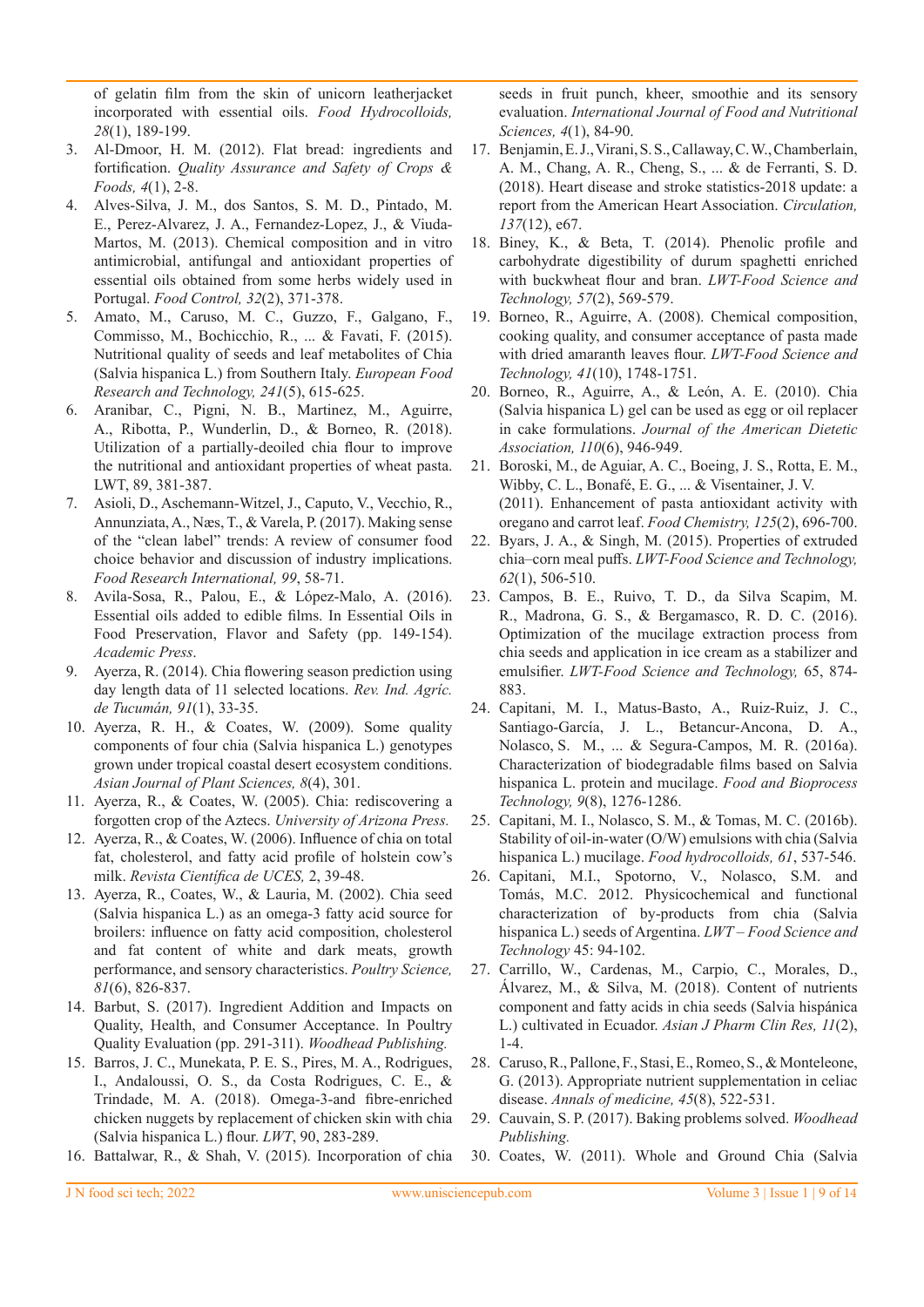of gelatin film from the skin of unicorn leatherjacket incorporated with essential oils. *Food Hydrocolloids, 28*(1), 189-199.

3. Al-Dmoor, H. M. (2012). Flat bread: ingredients and fortification. *Quality Assurance and Safety of Crops & Foods, 4*(1), 2-8.
4. Alves-Silva, J. M., dos Santos, S. M. D., Pintado, M. E., Perez-Alvarez, J. A., Fernandez-Lopez, J., & Viuda-Martos, M. (2013). Chemical composition and in vitro antimicrobial, antifungal and antioxidant properties of essential oils obtained from some herbs widely used in Portugal. *Food Control, 32*(2), 371-378.
5. Amato, M., Caruso, M. C., Guzzo, F., Galgano, F., Commisso, M., Bochicchio, R., ... & Favati, F. (2015). Nutritional quality of seeds and leaf metabolites of Chia (Salvia hispanica L.) from Southern Italy. *European Food Research and Technology, 241*(5), 615-625.
6. Aranibar, C., Pigni, N. B., Martinez, M., Aguirre, A., Ribotta, P., Wunderlin, D., & Borneo, R. (2018). Utilization of a partially-deoiled chia flour to improve the nutritional and antioxidant properties of wheat pasta. LWT, 89, 381-387.
7. Asioli, D., Aschemann-Witzel, J., Caputo, V., Vecchio, R., Annunziata, A., Næs, T., & Varela, P. (2017). Making sense of the "clean label" trends: A review of consumer food choice behavior and discussion of industry implications. *Food Research International, 99*, 58-71.
8. Avila-Sosa, R., Palou, E., & López-Malo, A. (2016). Essential oils added to edible films. In Essential Oils in Food Preservation, Flavor and Safety (pp. 149-154). *Academic Press*.
9. Ayerza, R. (2014). Chia flowering season prediction using day length data of 11 selected locations. *Rev. Ind. Agríc. de Tucumán, 91*(1), 33-35.
10. Ayerza, R. H., & Coates, W. (2009). Some quality components of four chia (Salvia hispanica L.) genotypes grown under tropical coastal desert ecosystem conditions. *Asian Journal of Plant Sciences, 8*(4), 301.
11. Ayerza, R., & Coates, W. (2005). Chia: rediscovering a forgotten crop of the Aztecs. *University of Arizona Press.*
12. Ayerza, R., & Coates, W. (2006). Influence of chia on total fat, cholesterol, and fatty acid profile of holstein cow's milk. *Revista Científica de UCES,* 2, 39-48.
13. Ayerza, R., Coates, W., & Lauria, M. (2002). Chia seed (Salvia hispanica L.) as an omega-3 fatty acid source for broilers: influence on fatty acid composition, cholesterol and fat content of white and dark meats, growth performance, and sensory characteristics. *Poultry Science, 81*(6), 826-837.
14. Barbut, S. (2017). Ingredient Addition and Impacts on Quality, Health, and Consumer Acceptance. In Poultry Quality Evaluation (pp. 291-311). *Woodhead Publishing.*
15. Barros, J. C., Munekata, P. E. S., Pires, M. A., Rodrigues, I., Andaloussi, O. S., da Costa Rodrigues, C. E., & Trindade, M. A. (2018). Omega-3-and fibre-enriched chicken nuggets by replacement of chicken skin with chia (Salvia hispanica L.) flour. *LWT*, 90, 283-289.
16. Battalwar, R., & Shah, V. (2015). Incorporation of chia seeds in fruit punch, kheer, smoothie and its sensory evaluation. *International Journal of Food and Nutritional Sciences, 4*(1), 84-90.
17. Benjamin, E. J., Virani, S. S., Callaway, C. W., Chamberlain, A. M., Chang, A. R., Cheng, S., ... & de Ferranti, S. D. (2018). Heart disease and stroke statistics-2018 update: a report from the American Heart Association. *Circulation, 137*(12), e67.
18. Biney, K., & Beta, T. (2014). Phenolic profile and carbohydrate digestibility of durum spaghetti enriched with buckwheat flour and bran. *LWT-Food Science and Technology, 57*(2), 569-579.
19. Borneo, R., Aguirre, A. (2008). Chemical composition, cooking quality, and consumer acceptance of pasta made with dried amaranth leaves flour. *LWT-Food Science and Technology, 41*(10), 1748-1751.
20. Borneo, R., Aguirre, A., & León, A. E. (2010). Chia (Salvia hispanica L) gel can be used as egg or oil replacer in cake formulations. *Journal of the American Dietetic Association, 110*(6), 946-949.
21. Boroski, M., de Aguiar, A. C., Boeing, J. S., Rotta, E. M., Wibby, C. L., Bonafé, E. G., ... & Visentainer, J. V. (2011). Enhancement of pasta antioxidant activity with oregano and carrot leaf. *Food Chemistry, 125*(2), 696-700.
22. Byars, J. A., & Singh, M. (2015). Properties of extruded chia–corn meal puffs. *LWT-Food Science and Technology, 62*(1), 506-510.
23. Campos, B. E., Ruivo, T. D., da Silva Scapim, M. R., Madrona, G. S., & Bergamasco, R. D. C. (2016). Optimization of the mucilage extraction process from chia seeds and application in ice cream as a stabilizer and emulsifier. *LWT-Food Science and Technology,* 65, 874-883.
24. Capitani, M. I., Matus-Basto, A., Ruiz-Ruiz, J. C., Santiago-García, J. L., Betancur-Ancona, D. A., Nolasco, S. M., ... & Segura-Campos, M. R. (2016a). Characterization of biodegradable films based on Salvia hispanica L. protein and mucilage. *Food and Bioprocess Technology, 9*(8), 1276-1286.
25. Capitani, M. I., Nolasco, S. M., & Tomas, M. C. (2016b). Stability of oil-in-water (O/W) emulsions with chia (Salvia hispanica L.) mucilage. *Food hydrocolloids, 61*, 537-546.
26. Capitani, M.I., Spotorno, V., Nolasco, S.M. and Tomás, M.C. 2012. Physicochemical and functional characterization of by-products from chia (Salvia hispanica L.) seeds of Argentina. *LWT – Food Science and Technology* 45: 94-102.
27. Carrillo, W., Cardenas, M., Carpio, C., Morales, D., Álvarez, M., & Silva, M. (2018). Content of nutrients component and fatty acids in chia seeds (Salvia hispánica L.) cultivated in Ecuador. *Asian J Pharm Clin Res, 11*(2), 1-4.
28. Caruso, R., Pallone, F., Stasi, E., Romeo, S., & Monteleone, G. (2013). Appropriate nutrient supplementation in celiac disease. *Annals of medicine, 45*(8), 522-531.
29. Cauvain, S. P. (2017). Baking problems solved. *Woodhead Publishing.*
30. Coates, W. (2011). Whole and Ground Chia (Salvia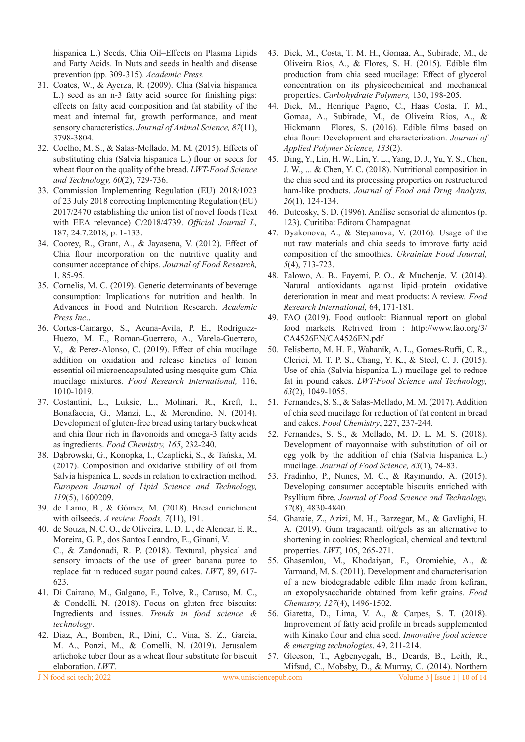hispanica L.) Seeds, Chia Oil–Effects on Plasma Lipids and Fatty Acids. In Nuts and seeds in health and disease prevention (pp. 309-315). *Academic Press.*

31. Coates, W., & Ayerza, R. (2009). Chia (Salvia hispanica L.) seed as an n-3 fatty acid source for finishing pigs: effects on fatty acid composition and fat stability of the meat and internal fat, growth performance, and meat sensory characteristics. *Journal of Animal Science, 87*(11), 3798-3804.
32. Coelho, M. S., & Salas-Mellado, M. M. (2015). Effects of substituting chia (Salvia hispanica L.) flour or seeds for wheat flour on the quality of the bread. *LWT-Food Science and Technology, 60*(2), 729-736.
33. Commission Implementing Regulation (EU) 2018/1023 of 23 July 2018 correcting Implementing Regulation (EU) 2017/2470 establishing the union list of novel foods (Text with EEA relevance) C/2018/4739. *Official Journal L,* 187, 24.7.2018, p. 1-133.
34. Coorey, R., Grant, A., & Jayasena, V. (2012). Effect of Chia flour incorporation on the nutritive quality and consumer acceptance of chips. *Journal of Food Research,* 1, 85-95.
35. Cornelis, M. C. (2019). Genetic determinants of beverage consumption: Implications for nutrition and health. In Advances in Food and Nutrition Research. *Academic Press Inc.*.
36. Cortes-Camargo, S., Acuna-Avila, P. E., Rodríguez-Huezo, M. E., Roman-Guerrero, A., Varela-Guerrero, V., & Perez-Alonso, C. (2019). Effect of chia mucilage addition on oxidation and release kinetics of lemon essential oil microencapsulated using mesquite gum–Chia mucilage mixtures. *Food Research International,* 116, 1010-1019.
37. Costantini, L., Luksic, L., Molinari, R., Kreft, I., Bonafaccia, G., Manzi, L., & Merendino, N. (2014). Development of gluten-free bread using tartary buckwheat and chia flour rich in flavonoids and omega-3 fatty acids as ingredients. *Food Chemistry, 165*, 232-240.
38. Dąbrowski, G., Konopka, I., Czaplicki, S., & Tańska, M. (2017). Composition and oxidative stability of oil from Salvia hispanica L. seeds in relation to extraction method. *European Journal of Lipid Science and Technology, 119*(5), 1600209.
39. de Lamo, B., & Gómez, M. (2018). Bread enrichment with oilseeds. *A review. Foods, 7*(11), 191.
40. de Souza, N. C. O., de Oliveira, L. D. L., de Alencar, E. R., Moreira, G. P., dos Santos Leandro, E., Ginani, V. C., & Zandonadi, R. P. (2018). Textural, physical and sensory impacts of the use of green banana puree to replace fat in reduced sugar pound cakes. *LWT*, 89, 617-623.
41. Di Cairano, M., Galgano, F., Tolve, R., Caruso, M. C., & Condelli, N. (2018). Focus on gluten free biscuits: Ingredients and issues. *Trends in food science & technology*.
42. Diaz, A., Bomben, R., Dini, C., Vina, S. Z., Garcia, M. A., Ponzi, M., & Comelli, N. (2019). Jerusalem artichoke tuber flour as a wheat flour substitute for biscuit elaboration. *LWT*.
43. Dick, M., Costa, T. M. H., Gomaa, A., Subirade, M., de Oliveira Rios, A., & Flores, S. H. (2015). Edible film production from chia seed mucilage: Effect of glycerol concentration on its physicochemical and mechanical properties. *Carbohydrate Polymers,* 130, 198-205.
44. Dick, M., Henrique Pagno, C., Haas Costa, T. M., Gomaa, A., Subirade, M., de Oliveira Rios, A., & Hickmann Flores, S. (2016). Edible films based on chia flour: Development and characterization. *Journal of Applied Polymer Science, 133*(2).
45. Ding, Y., Lin, H. W., Lin, Y. L., Yang, D. J., Yu, Y. S., Chen, J. W., ... & Chen, Y. C. (2018). Nutritional composition in the chia seed and its processing properties on restructured ham-like products. *Journal of Food and Drug Analysis, 26*(1), 124-134.
46. Dutcosky, S. D. (1996). Análise sensorial de alimentos (p. 123). Curitiba: Editora Champagnat
47. Dyakonova, A., & Stepanova, V. (2016). Usage of the nut raw materials and chia seeds to improve fatty acid composition of the smoothies. *Ukrainian Food Journal, 5*(4), 713-723.
48. Falowo, A. B., Fayemi, P. O., & Muchenje, V. (2014). Natural antioxidants against lipid–protein oxidative deterioration in meat and meat products: A review. *Food Research International,* 64, 171-181.
49. FAO (2019). Food outlook: Biannual report on global food markets. Retrived from : http://www.fao.org/3/CA4526EN/CA4526EN.pdf
50. Felisberto, M. H. F., Wahanik, A. L., Gomes-Ruffi, C. R., Clerici, M. T. P. S., Chang, Y. K., & Steel, C. J. (2015). Use of chia (Salvia hispanica L.) mucilage gel to reduce fat in pound cakes. *LWT-Food Science and Technology, 63*(2), 1049-1055.
51. Fernandes, S. S., & Salas-Mellado, M. M. (2017). Addition of chia seed mucilage for reduction of fat content in bread and cakes. *Food Chemistry*, 227, 237-244.
52. Fernandes, S. S., & Mellado, M. D. L. M. S. (2018). Development of mayonnaise with substitution of oil or egg yolk by the addition of chia (Salvia hispanica L.) mucilage. *Journal of Food Science, 83*(1), 74-83.
53. Fradinho, P., Nunes, M. C., & Raymundo, A. (2015). Developing consumer acceptable biscuits enriched with Psyllium fibre. *Journal of Food Science and Technology, 52*(8), 4830-4840.
54. Gharaie, Z., Azizi, M. H., Barzegar, M., & Gavlighi, H. A. (2019). Gum tragacanth oil/gels as an alternative to shortening in cookies: Rheological, chemical and textural properties. *LWT*, 105, 265-271.
55. Ghasemlou, M., Khodaiyan, F., Oromiehie, A., & Yarmand, M. S. (2011). Development and characterisation of a new biodegradable edible film made from kefiran, an exopolysaccharide obtained from kefir grains. *Food Chemistry, 127*(4), 1496-1502.
56. Giaretta, D., Lima, V. A., & Carpes, S. T. (2018). Improvement of fatty acid profile in breads supplemented with Kinako flour and chia seed. *Innovative food science & emerging technologies*, 49, 211-214.
57. Gleeson, T., Agbenyegah, B., Deards, B., Leith, R., Mifsud, C., Mobsby, D., & Murray, C. (2014). Northern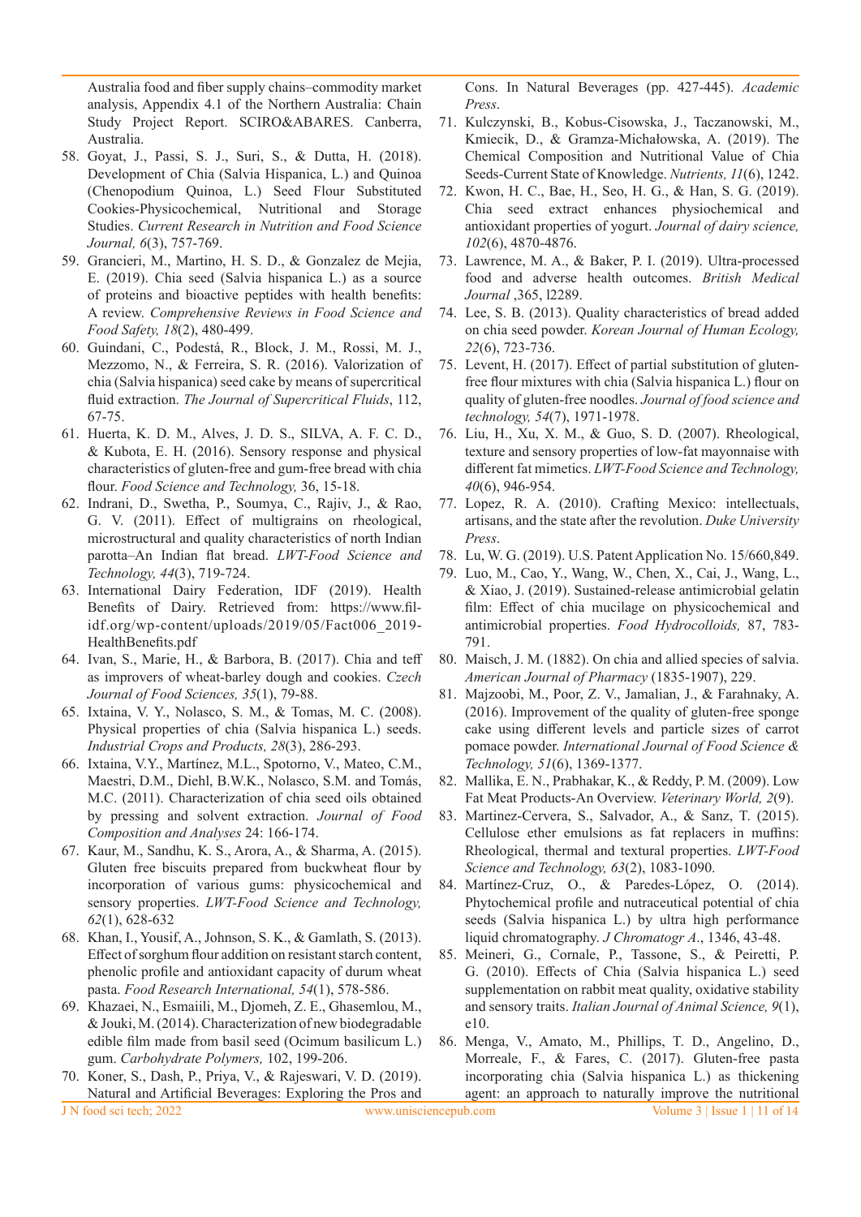Australia food and fiber supply chains–commodity market analysis, Appendix 4.1 of the Northern Australia: Chain Study Project Report. SCIRO&ABARES. Canberra, Australia.

58. Goyat, J., Passi, S. J., Suri, S., & Dutta, H. (2018). Development of Chia (Salvia Hispanica, L.) and Quinoa (Chenopodium Quinoa, L.) Seed Flour Substituted Cookies-Physicochemical, Nutritional and Storage Studies. *Current Research in Nutrition and Food Science Journal, 6*(3), 757-769.
59. Grancieri, M., Martino, H. S. D., & Gonzalez de Mejia, E. (2019). Chia seed (Salvia hispanica L.) as a source of proteins and bioactive peptides with health benefits: A review. *Comprehensive Reviews in Food Science and Food Safety, 18*(2), 480-499.
60. Guindani, C., Podestá, R., Block, J. M., Rossi, M. J., Mezzomo, N., & Ferreira, S. R. (2016). Valorization of chia (Salvia hispanica) seed cake by means of supercritical fluid extraction. *The Journal of Supercritical Fluids*, 112, 67-75.
61. Huerta, K. D. M., Alves, J. D. S., SILVA, A. F. C. D., & Kubota, E. H. (2016). Sensory response and physical characteristics of gluten-free and gum-free bread with chia flour. *Food Science and Technology,* 36, 15-18.
62. Indrani, D., Swetha, P., Soumya, C., Rajiv, J., & Rao, G. V. (2011). Effect of multigrains on rheological, microstructural and quality characteristics of north Indian parotta–An Indian flat bread. *LWT-Food Science and Technology, 44*(3), 719-724.
63. International Dairy Federation, IDF (2019). Health Benefits of Dairy. Retrieved from: https://www.fil-idf.org/wp-content/uploads/2019/05/Fact006_2019-HealthBenefits.pdf
64. Ivan, S., Marie, H., & Barbora, B. (2017). Chia and teff as improvers of wheat-barley dough and cookies. *Czech Journal of Food Sciences, 35*(1), 79-88.
65. Ixtaina, V. Y., Nolasco, S. M., & Tomas, M. C. (2008). Physical properties of chia (Salvia hispanica L.) seeds. *Industrial Crops and Products, 28*(3), 286-293.
66. Ixtaina, V.Y., Martínez, M.L., Spotorno, V., Mateo, C.M., Maestri, D.M., Diehl, B.W.K., Nolasco, S.M. and Tomás, M.C. (2011). Characterization of chia seed oils obtained by pressing and solvent extraction. *Journal of Food Composition and Analyses* 24: 166-174.
67. Kaur, M., Sandhu, K. S., Arora, A., & Sharma, A. (2015). Gluten free biscuits prepared from buckwheat flour by incorporation of various gums: physicochemical and sensory properties. *LWT-Food Science and Technology, 62*(1), 628-632
68. Khan, I., Yousif, A., Johnson, S. K., & Gamlath, S. (2013). Effect of sorghum flour addition on resistant starch content, phenolic profile and antioxidant capacity of durum wheat pasta. *Food Research International, 54*(1), 578-586.
69. Khazaei, N., Esmaiili, M., Djomeh, Z. E., Ghasemlou, M., & Jouki, M. (2014). Characterization of new biodegradable edible film made from basil seed (Ocimum basilicum L.) gum. *Carbohydrate Polymers,* 102, 199-206.
70. Koner, S., Dash, P., Priya, V., & Rajeswari, V. D. (2019). Natural and Artificial Beverages: Exploring the Pros and Cons. In Natural Beverages (pp. 427-445). *Academic Press*.
71. Kulczynski, B., Kobus-Cisowska, J., Taczanowski, M., Kmiecik, D., & Gramza-Michałowska, A. (2019). The Chemical Composition and Nutritional Value of Chia Seeds-Current State of Knowledge. *Nutrients, 11*(6), 1242.
72. Kwon, H. C., Bae, H., Seo, H. G., & Han, S. G. (2019). Chia seed extract enhances physiochemical and antioxidant properties of yogurt. *Journal of dairy science, 102*(6), 4870-4876.
73. Lawrence, M. A., & Baker, P. I. (2019). Ultra-processed food and adverse health outcomes. *British Medical Journal* ,365, l2289.
74. Lee, S. B. (2013). Quality characteristics of bread added on chia seed powder. *Korean Journal of Human Ecology, 22*(6), 723-736.
75. Levent, H. (2017). Effect of partial substitution of gluten-free flour mixtures with chia (Salvia hispanica L.) flour on quality of gluten-free noodles. *Journal of food science and technology, 54*(7), 1971-1978.
76. Liu, H., Xu, X. M., & Guo, S. D. (2007). Rheological, texture and sensory properties of low-fat mayonnaise with different fat mimetics. *LWT-Food Science and Technology, 40*(6), 946-954.
77. Lopez, R. A. (2010). Crafting Mexico: intellectuals, artisans, and the state after the revolution. *Duke University Press*.
78. Lu, W. G. (2019). U.S. Patent Application No. 15/660,849.
79. Luo, M., Cao, Y., Wang, W., Chen, X., Cai, J., Wang, L., & Xiao, J. (2019). Sustained-release antimicrobial gelatin film: Effect of chia mucilage on physicochemical and antimicrobial properties. *Food Hydrocolloids,* 87, 783-791.
80. Maisch, J. M. (1882). On chia and allied species of salvia. *American Journal of Pharmacy* (1835-1907), 229.
81. Majzoobi, M., Poor, Z. V., Jamalian, J., & Farahnaky, A. (2016). Improvement of the quality of gluten-free sponge cake using different levels and particle sizes of carrot pomace powder. *International Journal of Food Science & Technology, 51*(6), 1369-1377.
82. Mallika, E. N., Prabhakar, K., & Reddy, P. M. (2009). Low Fat Meat Products-An Overview. *Veterinary World, 2*(9).
83. Martinez-Cervera, S., Salvador, A., & Sanz, T. (2015). Cellulose ether emulsions as fat replacers in muffins: Rheological, thermal and textural properties. *LWT-Food Science and Technology, 63*(2), 1083-1090.
84. Martínez-Cruz, O., & Paredes-López, O. (2014). Phytochemical profile and nutraceutical potential of chia seeds (Salvia hispanica L.) by ultra high performance liquid chromatography. *J Chromatogr A*., 1346, 43-48.
85. Meineri, G., Cornale, P., Tassone, S., & Peiretti, P. G. (2010). Effects of Chia (Salvia hispanica L.) seed supplementation on rabbit meat quality, oxidative stability and sensory traits. *Italian Journal of Animal Science, 9*(1), e10.
86. Menga, V., Amato, M., Phillips, T. D., Angelino, D., Morreale, F., & Fares, C. (2017). Gluten-free pasta incorporating chia (Salvia hispanica L.) as thickening agent: an approach to naturally improve the nutritional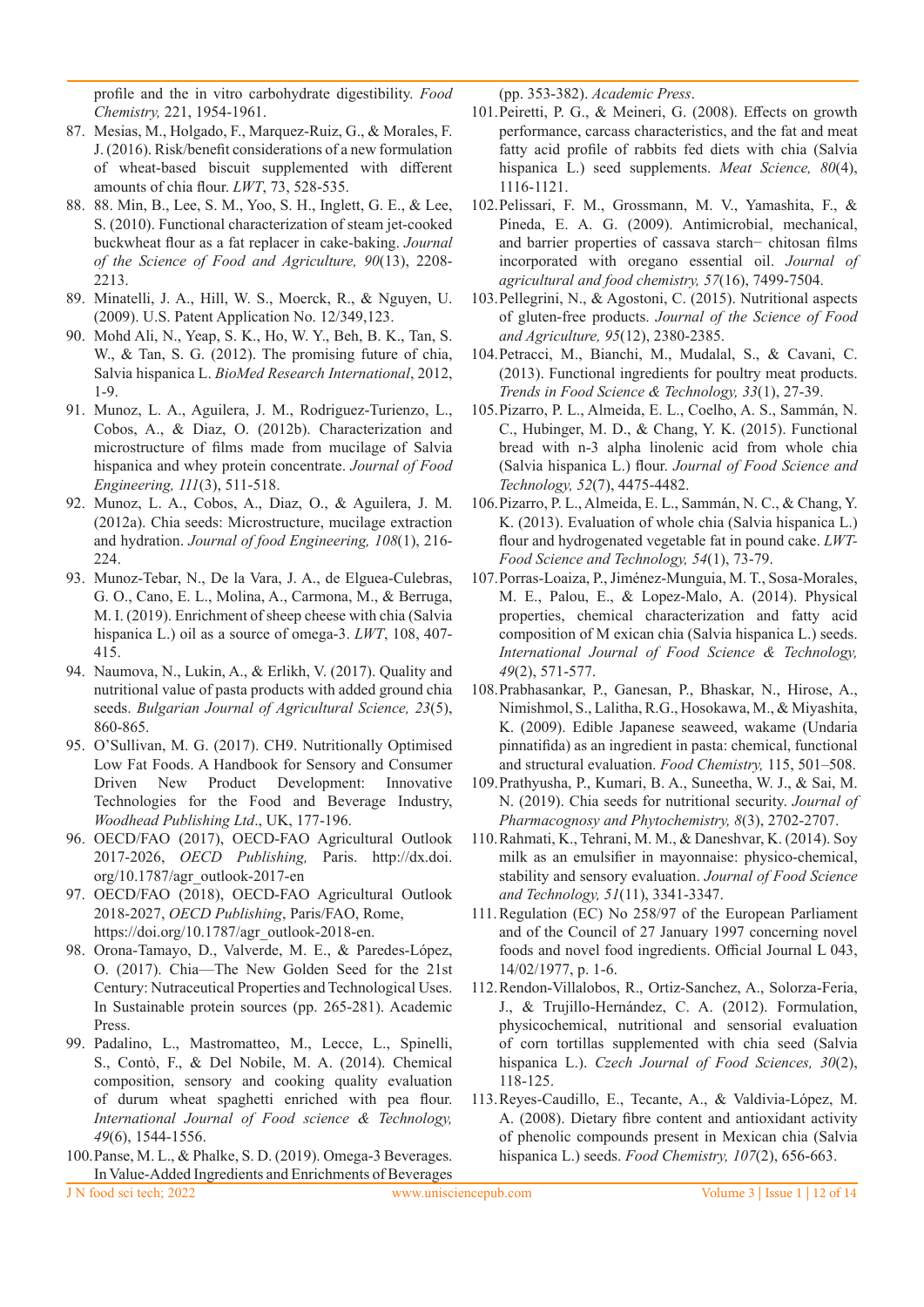profile and the in vitro carbohydrate digestibility. *Food Chemistry,* 221, 1954-1961.

87. Mesias, M., Holgado, F., Marquez-Ruiz, G., & Morales, F. J. (2016). Risk/benefit considerations of a new formulation of wheat-based biscuit supplemented with different amounts of chia flour. *LWT*, 73, 528-535.
88. 88. Min, B., Lee, S. M., Yoo, S. H., Inglett, G. E., & Lee, S. (2010). Functional characterization of steam jet-cooked buckwheat flour as a fat replacer in cake-baking. *Journal of the Science of Food and Agriculture, 90*(13), 2208-2213.
89. Minatelli, J. A., Hill, W. S., Moerck, R., & Nguyen, U. (2009). U.S. Patent Application No. 12/349,123.
90. Mohd Ali, N., Yeap, S. K., Ho, W. Y., Beh, B. K., Tan, S. W., & Tan, S. G. (2012). The promising future of chia, Salvia hispanica L. *BioMed Research International*, 2012, 1-9.
91. Munoz, L. A., Aguilera, J. M., Rodriguez-Turienzo, L., Cobos, A., & Diaz, O. (2012b). Characterization and microstructure of films made from mucilage of Salvia hispanica and whey protein concentrate. *Journal of Food Engineering, 111*(3), 511-518.
92. Munoz, L. A., Cobos, A., Diaz, O., & Aguilera, J. M. (2012a). Chia seeds: Microstructure, mucilage extraction and hydration. *Journal of food Engineering, 108*(1), 216-224.
93. Munoz-Tebar, N., De la Vara, J. A., de Elguea-Culebras, G. O., Cano, E. L., Molina, A., Carmona, M., & Berruga, M. I. (2019). Enrichment of sheep cheese with chia (Salvia hispanica L.) oil as a source of omega-3. *LWT*, 108, 407-415.
94. Naumova, N., Lukin, A., & Erlikh, V. (2017). Quality and nutritional value of pasta products with added ground chia seeds. *Bulgarian Journal of Agricultural Science, 23*(5), 860-865.
95. O'Sullivan, M. G. (2017). CH9. Nutritionally Optimised Low Fat Foods. A Handbook for Sensory and Consumer Driven New Product Development: Innovative Technologies for the Food and Beverage Industry, *Woodhead Publishing Ltd*., UK, 177-196.
96. OECD/FAO (2017), OECD-FAO Agricultural Outlook 2017-2026, *OECD Publishing,* Paris. http://dx.doi.org/10.1787/agr_outlook-2017-en
97. OECD/FAO (2018), OECD-FAO Agricultural Outlook 2018-2027, *OECD Publishing*, Paris/FAO, Rome, https://doi.org/10.1787/agr_outlook-2018-en.
98. Orona-Tamayo, D., Valverde, M. E., & Paredes-López, O. (2017). Chia—The New Golden Seed for the 21st Century: Nutraceutical Properties and Technological Uses. In Sustainable protein sources (pp. 265-281). Academic Press.
99. Padalino, L., Mastromatteo, M., Lecce, L., Spinelli, S., Contò, F., & Del Nobile, M. A. (2014). Chemical composition, sensory and cooking quality evaluation of durum wheat spaghetti enriched with pea flour. *International Journal of Food science & Technology, 49*(6), 1544-1556.
100. Panse, M. L., & Phalke, S. D. (2019). Omega-3 Beverages. In Value-Added Ingredients and Enrichments of Beverages (pp. 353-382). *Academic Press*.
101. Peiretti, P. G., & Meineri, G. (2008). Effects on growth performance, carcass characteristics, and the fat and meat fatty acid profile of rabbits fed diets with chia (Salvia hispanica L.) seed supplements. *Meat Science, 80*(4), 1116-1121.
102. Pelissari, F. M., Grossmann, M. V., Yamashita, F., & Pineda, E. A. G. (2009). Antimicrobial, mechanical, and barrier properties of cassava starch− chitosan films incorporated with oregano essential oil. *Journal of agricultural and food chemistry, 57*(16), 7499-7504.
103. Pellegrini, N., & Agostoni, C. (2015). Nutritional aspects of gluten-free products. *Journal of the Science of Food and Agriculture, 95*(12), 2380-2385.
104. Petracci, M., Bianchi, M., Mudalal, S., & Cavani, C. (2013). Functional ingredients for poultry meat products. *Trends in Food Science & Technology, 33*(1), 27-39.
105. Pizarro, P. L., Almeida, E. L., Coelho, A. S., Sammán, N. C., Hubinger, M. D., & Chang, Y. K. (2015). Functional bread with n-3 alpha linolenic acid from whole chia (Salvia hispanica L.) flour. *Journal of Food Science and Technology, 52*(7), 4475-4482.
106. Pizarro, P. L., Almeida, E. L., Sammán, N. C., & Chang, Y. K. (2013). Evaluation of whole chia (Salvia hispanica L.) flour and hydrogenated vegetable fat in pound cake. *LWT-Food Science and Technology, 54*(1), 73-79.
107. Porras-Loaiza, P., Jiménez-Munguia, M. T., Sosa-Morales, M. E., Palou, E., & Lopez-Malo, A. (2014). Physical properties, chemical characterization and fatty acid composition of M exican chia (Salvia hispanica L.) seeds. *International Journal of Food Science & Technology, 49*(2), 571-577.
108. Prabhasankar, P., Ganesan, P., Bhaskar, N., Hirose, A., Nimishmol, S., Lalitha, R.G., Hosokawa, M., & Miyashita, K. (2009). Edible Japanese seaweed, wakame (Undaria pinnatifida) as an ingredient in pasta: chemical, functional and structural evaluation. *Food Chemistry,* 115, 501–508.
109. Prathyusha, P., Kumari, B. A., Suneetha, W. J., & Sai, M. N. (2019). Chia seeds for nutritional security. *Journal of Pharmacognosy and Phytochemistry, 8*(3), 2702-2707.
110. Rahmati, K., Tehrani, M. M., & Daneshvar, K. (2014). Soy milk as an emulsifier in mayonnaise: physico-chemical, stability and sensory evaluation. *Journal of Food Science and Technology, 51*(11), 3341-3347.
111. Regulation (EC) No 258/97 of the European Parliament and of the Council of 27 January 1997 concerning novel foods and novel food ingredients. Official Journal L 043, 14/02/1977, p. 1-6.
112. Rendon-Villalobos, R., Ortiz-Sanchez, A., Solorza-Feria, J., & Trujillo-Hernández, C. A. (2012). Formulation, physicochemical, nutritional and sensorial evaluation of corn tortillas supplemented with chia seed (Salvia hispanica L.). *Czech Journal of Food Sciences, 30*(2), 118-125.
113. Reyes-Caudillo, E., Tecante, A., & Valdivia-López, M. A. (2008). Dietary fibre content and antioxidant activity of phenolic compounds present in Mexican chia (Salvia hispanica L.) seeds. *Food Chemistry, 107*(2), 656-663.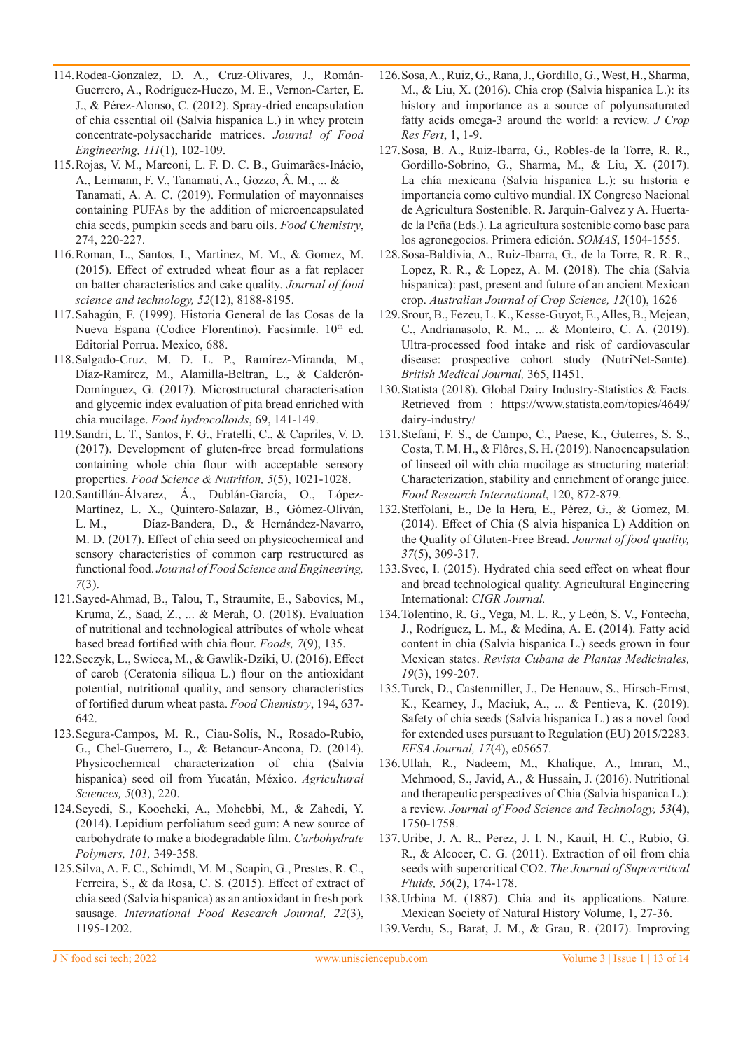114. Rodea-Gonzalez, D. A., Cruz-Olivares, J., Román-Guerrero, A., Rodríguez-Huezo, M. E., Vernon-Carter, E. J., & Pérez-Alonso, C. (2012). Spray-dried encapsulation of chia essential oil (Salvia hispanica L.) in whey protein concentrate-polysaccharide matrices. *Journal of Food Engineering, 111*(1), 102-109.
115. Rojas, V. M., Marconi, L. F. D. C. B., Guimarães-Inácio, A., Leimann, F. V., Tanamati, A., Gozzo, Â. M., ... & Tanamati, A. A. C. (2019). Formulation of mayonnaises containing PUFAs by the addition of microencapsulated chia seeds, pumpkin seeds and baru oils. *Food Chemistry*, 274, 220-227.
116. Roman, L., Santos, I., Martinez, M. M., & Gomez, M. (2015). Effect of extruded wheat flour as a fat replacer on batter characteristics and cake quality. *Journal of food science and technology, 52*(12), 8188-8195.
117. Sahagún, F. (1999). Historia General de las Cosas de la Nueva Espana (Codice Florentino). Facsimile. 10th ed. Editorial Porrua. Mexico, 688.
118. Salgado-Cruz, M. D. L. P., Ramírez-Miranda, M., Díaz-Ramírez, M., Alamilla-Beltran, L., & Calderón-Domínguez, G. (2017). Microstructural characterisation and glycemic index evaluation of pita bread enriched with chia mucilage. *Food hydrocolloids*, 69, 141-149.
119. Sandri, L. T., Santos, F. G., Fratelli, C., & Capriles, V. D. (2017). Development of gluten-free bread formulations containing whole chia flour with acceptable sensory properties. *Food Science & Nutrition, 5*(5), 1021-1028.
120. Santillán-Álvarez, Á., Dublán-García, O., López-Martínez, L. X., Quintero-Salazar, B., Gómez-Oliván, L. M., Díaz-Bandera, D., & Hernández-Navarro, M. D. (2017). Effect of chia seed on physicochemical and sensory characteristics of common carp restructured as functional food. *Journal of Food Science and Engineering, 7*(3).
121. Sayed-Ahmad, B., Talou, T., Straumite, E., Sabovics, M., Kruma, Z., Saad, Z., ... & Merah, O. (2018). Evaluation of nutritional and technological attributes of whole wheat based bread fortified with chia flour. *Foods, 7*(9), 135.
122. Seczyk, L., Swieca, M., & Gawlik-Dziki, U. (2016). Effect of carob (Ceratonia siliqua L.) flour on the antioxidant potential, nutritional quality, and sensory characteristics of fortified durum wheat pasta. *Food Chemistry*, 194, 637-642.
123. Segura-Campos, M. R., Ciau-Solís, N., Rosado-Rubio, G., Chel-Guerrero, L., & Betancur-Ancona, D. (2014). Physicochemical characterization of chia (Salvia hispanica) seed oil from Yucatán, México. *Agricultural Sciences, 5*(03), 220.
124. Seyedi, S., Koocheki, A., Mohebbi, M., & Zahedi, Y. (2014). Lepidium perfoliatum seed gum: A new source of carbohydrate to make a biodegradable film. *Carbohydrate Polymers, 101,* 349-358.
125. Silva, A. F. C., Schimdt, M. M., Scapin, G., Prestes, R. C., Ferreira, S., & da Rosa, C. S. (2015). Effect of extract of chia seed (Salvia hispanica) as an antioxidant in fresh pork sausage. *International Food Research Journal, 22*(3), 1195-1202.
126. Sosa, A., Ruiz, G., Rana, J., Gordillo, G., West, H., Sharma, M., & Liu, X. (2016). Chia crop (Salvia hispanica L.): its history and importance as a source of polyunsaturated fatty acids omega-3 around the world: a review. *J Crop Res Fert*, 1, 1-9.
127. Sosa, B. A., Ruiz-Ibarra, G., Robles-de la Torre, R. R., Gordillo-Sobrino, G., Sharma, M., & Liu, X. (2017). La chía mexicana (Salvia hispanica L.): su historia e importancia como cultivo mundial. IX Congreso Nacional de Agricultura Sostenible. R. Jarquin-Galvez y A. Huerta-de la Peña (Eds.). La agricultura sostenible como base para los agronegocios. Primera edición. *SOMAS*, 1504-1555.
128. Sosa-Baldivia, A., Ruiz-Ibarra, G., de la Torre, R. R. R., Lopez, R. R., & Lopez, A. M. (2018). The chia (Salvia hispanica): past, present and future of an ancient Mexican crop. *Australian Journal of Crop Science, 12*(10), 1626
129. Srour, B., Fezeu, L. K., Kesse-Guyot, E., Alles, B., Mejean, C., Andrianasolo, R. M., ... & Monteiro, C. A. (2019). Ultra-processed food intake and risk of cardiovascular disease: prospective cohort study (NutriNet-Sante). *British Medical Journal,* 365, l1451.
130. Statista (2018). Global Dairy Industry-Statistics & Facts. Retrieved from : https://www.statista.com/topics/4649/dairy-industry/
131. Stefani, F. S., de Campo, C., Paese, K., Guterres, S. S., Costa, T. M. H., & Flôres, S. H. (2019). Nanoencapsulation of linseed oil with chia mucilage as structuring material: Characterization, stability and enrichment of orange juice. *Food Research International*, 120, 872-879.
132. Steffolani, E., De la Hera, E., Pérez, G., & Gomez, M. (2014). Effect of Chia (S alvia hispanica L) Addition on the Quality of Gluten-Free Bread. *Journal of food quality, 37*(5), 309-317.
133. Svec, I. (2015). Hydrated chia seed effect on wheat flour and bread technological quality. Agricultural Engineering International: *CIGR Journal.*
134. Tolentino, R. G., Vega, M. L. R., y León, S. V., Fontecha, J., Rodríguez, L. M., & Medina, A. E. (2014). Fatty acid content in chia (Salvia hispanica L.) seeds grown in four Mexican states. *Revista Cubana de Plantas Medicinales, 19*(3), 199-207.
135. Turck, D., Castenmiller, J., De Henauw, S., Hirsch-Ernst, K., Kearney, J., Maciuk, A., ... & Pentieva, K. (2019). Safety of chia seeds (Salvia hispanica L.) as a novel food for extended uses pursuant to Regulation (EU) 2015/2283. *EFSA Journal, 17*(4), e05657.
136. Ullah, R., Nadeem, M., Khalique, A., Imran, M., Mehmood, S., Javid, A., & Hussain, J. (2016). Nutritional and therapeutic perspectives of Chia (Salvia hispanica L.): a review. *Journal of Food Science and Technology, 53*(4), 1750-1758.
137. Uribe, J. A. R., Perez, J. I. N., Kauil, H. C., Rubio, G. R., & Alcocer, C. G. (2011). Extraction of oil from chia seeds with supercritical CO2. *The Journal of Supercritical Fluids, 56*(2), 174-178.
138. Urbina M. (1887). Chia and its applications. Nature. Mexican Society of Natural History Volume, 1, 27-36.
139. Verdu, S., Barat, J. M., & Grau, R. (2017). Improving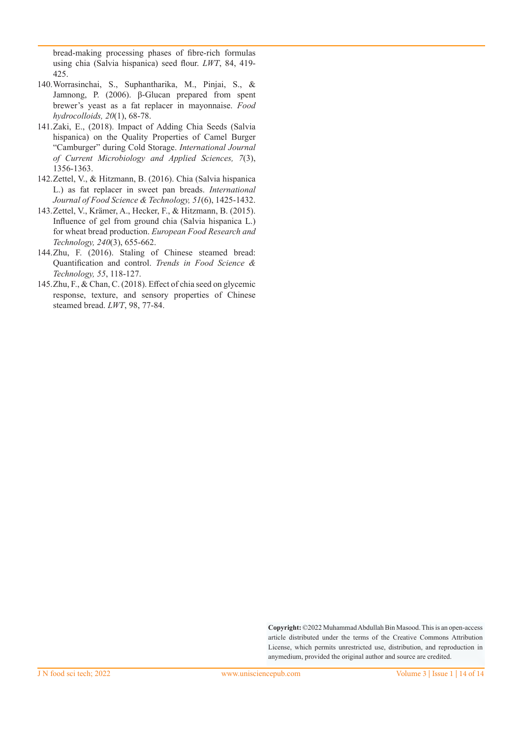bread-making processing phases of fibre-rich formulas using chia (Salvia hispanica) seed flour. *LWT*, 84, 419-425.

140. Worrasinchai, S., Suphantharika, M., Pinjai, S., & Jamnong, P. (2006). β-Glucan prepared from spent brewer's yeast as a fat replacer in mayonnaise. *Food hydrocolloids, 20*(1), 68-78.
141. Zaki, E., (2018). Impact of Adding Chia Seeds (Salvia hispanica) on the Quality Properties of Camel Burger "Camburger" during Cold Storage. *International Journal of Current Microbiology and Applied Sciences, 7*(3), 1356-1363.
142. Zettel, V., & Hitzmann, B. (2016). Chia (Salvia hispanica L.) as fat replacer in sweet pan breads. *International Journal of Food Science & Technology, 51*(6), 1425-1432.
143. Zettel, V., Krämer, A., Hecker, F., & Hitzmann, B. (2015). Influence of gel from ground chia (Salvia hispanica L.) for wheat bread production. *European Food Research and Technology, 240*(3), 655-662.
144. Zhu, F. (2016). Staling of Chinese steamed bread: Quantification and control. *Trends in Food Science & Technology, 55*, 118-127.
145. Zhu, F., & Chan, C. (2018). Effect of chia seed on glycemic response, texture, and sensory properties of Chinese steamed bread. *LWT*, 98, 77-84.

**Copyright:** ©2022 Muhammad Abdullah Bin Masood. This is an open-access article distributed under the terms of the Creative Commons Attribution License, which permits unrestricted use, distribution, and reproduction in anymedium, provided the original author and source are credited.